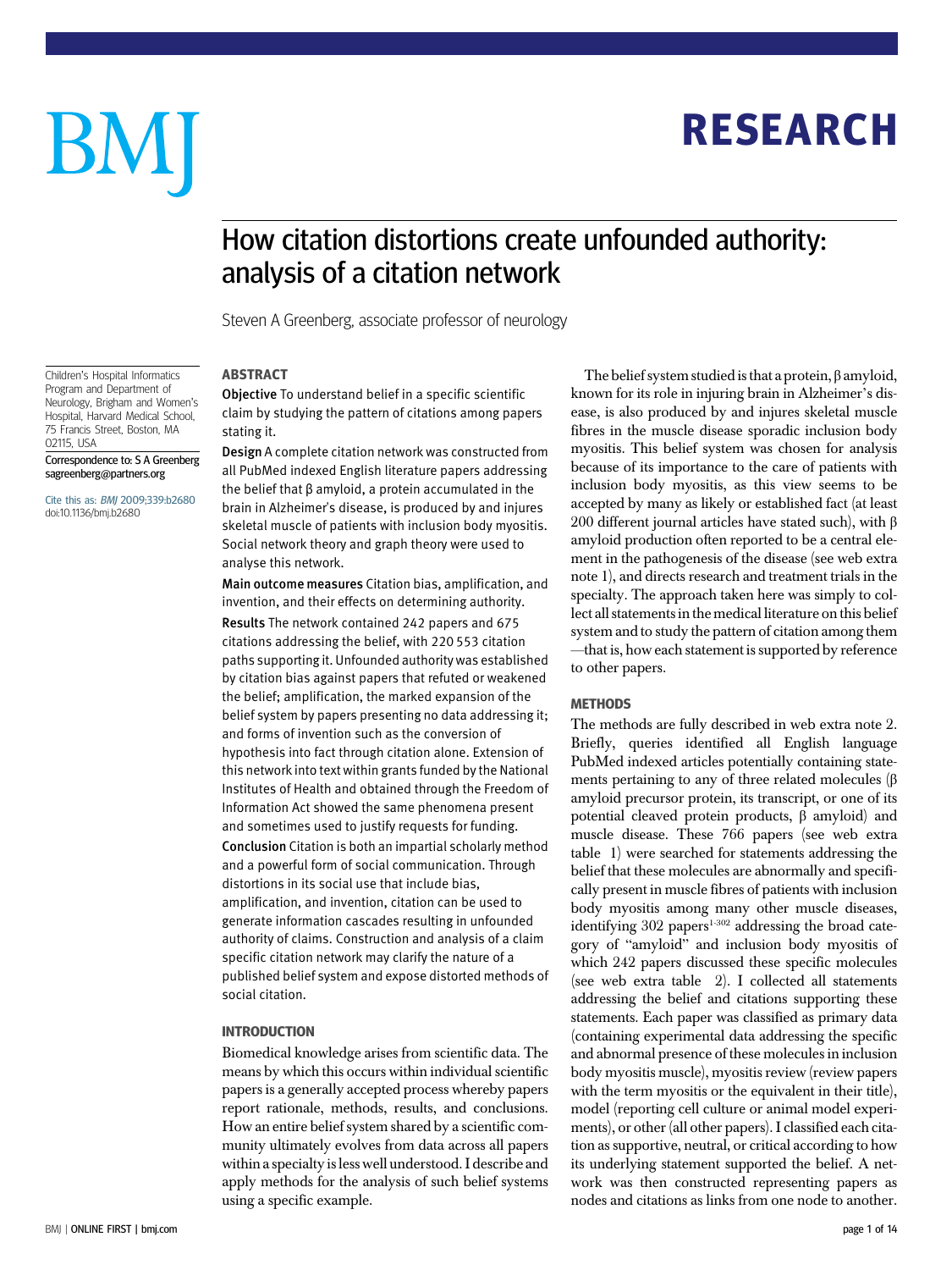# RESEARCH

# How citation distortions create unfounded authority: analysis of a citation network

Steven A Greenberg, associate professor of neurology

Children's Hospital Informatics Program and Department of Neurology, Brigham and Women's Hospital, Harvard Medical School, 75 Francis Street, Boston, MA 02115, USA

Correspondence to: S A Greenberg sagreenberg@partners.org

Cite this as: *BMJ* 2009;339:b2680 doi:10.1136/bmj.b2680

## ABSTRACT

**Objective** To understand belief in a specific scientific claim by studying the pattern of citations among papers stating it.

**Design** A complete citation network was constructed from all PubMed indexed English literature papers addressing the belief that β amyloid, a protein accumulated in the brain in Alzheimer's disease, is produced by and injures skeletal muscle of patients with inclusion body myositis. Social network theory and graph theory were used to analyse this network.

**Main outcome measures** Citation bias, amplification, and invention, and their effects on determining authority.

**Results** The network contained 242 papers and 675 citations addressing the belief, with 220 553 citation paths supporting it. Unfounded authority was established by citation bias against papers that refuted or weakened the belief; amplification, the marked expansion of the belief system by papers presenting no data addressing it; and forms of invention such as the conversion of hypothesis into fact through citation alone. Extension of this network into text within grants funded by the National Institutes of Health and obtained through the Freedom of Information Act showed the same phenomena present and sometimes used to justify requests for funding.

**Conclusion** Citation is both an impartial scholarly method and a powerful form of social communication. Through distortions in its social use that include bias, amplification, and invention, citation can be used to generate information cascades resulting in unfounded authority of claims. Construction and analysis of a claim specific citation network may clarify the nature of a published belief system and expose distorted methods of social citation.

## INTRODUCTION

Biomedical knowledge arises from scientific data. The means by which this occurs within individual scientific papers is a generally accepted process whereby papers report rationale, methods, results, and conclusions. How an entire belief system shared by a scientific community ultimately evolves from data across all papers within a specialty is less well understood. I describe and apply methods for the analysis of such belief systems using a specific example.

The belief system studied is that a protein, β amyloid, known for its role in injuring brain in Alzheimer's disease, is also produced by and injures skeletal muscle fibres in the muscle disease sporadic inclusion body myositis. This belief system was chosen for analysis because of its importance to the care of patients with inclusion body myositis, as this view seems to be accepted by many as likely or established fact (at least 200 different journal articles have stated such), with β amyloid production often reported to be a central element in the pathogenesis of the disease (see web extra note 1), and directs research and treatment trials in the specialty. The approach taken here was simply to collect all statements in the medical literature on this belief system and to study the pattern of citation among them—that is, how each statement is supported by reference to other papers.

## METHODS

The methods are fully described in web extra note 2. Briefly, queries identified all English language PubMed indexed articles potentially containing statements pertaining to any of three related molecules (β amyloid precursor protein, its transcript, or one of its potential cleaved protein products, β amyloid) and muscle disease. These 766 papers (see web extra table 1) were searched for statements addressing the belief that these molecules are abnormally and specifically present in muscle fibres of patients with inclusion body myositis among many other muscle diseases, identifying 302 papers[1-302] addressing the broad category of "amyloid" and inclusion body myositis of which 242 papers discussed these specific molecules (see web extra table 2). I collected all statements addressing the belief and citations supporting these statements. Each paper was classified as primary data (containing experimental data addressing the specific and abnormal presence of these molecules in inclusion body myositis muscle), myositis review (review papers with the term myositis or the equivalent in their title), model (reporting cell culture or animal model experiments), or other (all other papers). I classified each citation as supportive, neutral, or critical according to how its underlying statement supported the belief. A network was then constructed representing papers as nodes and citations as links from one node to another.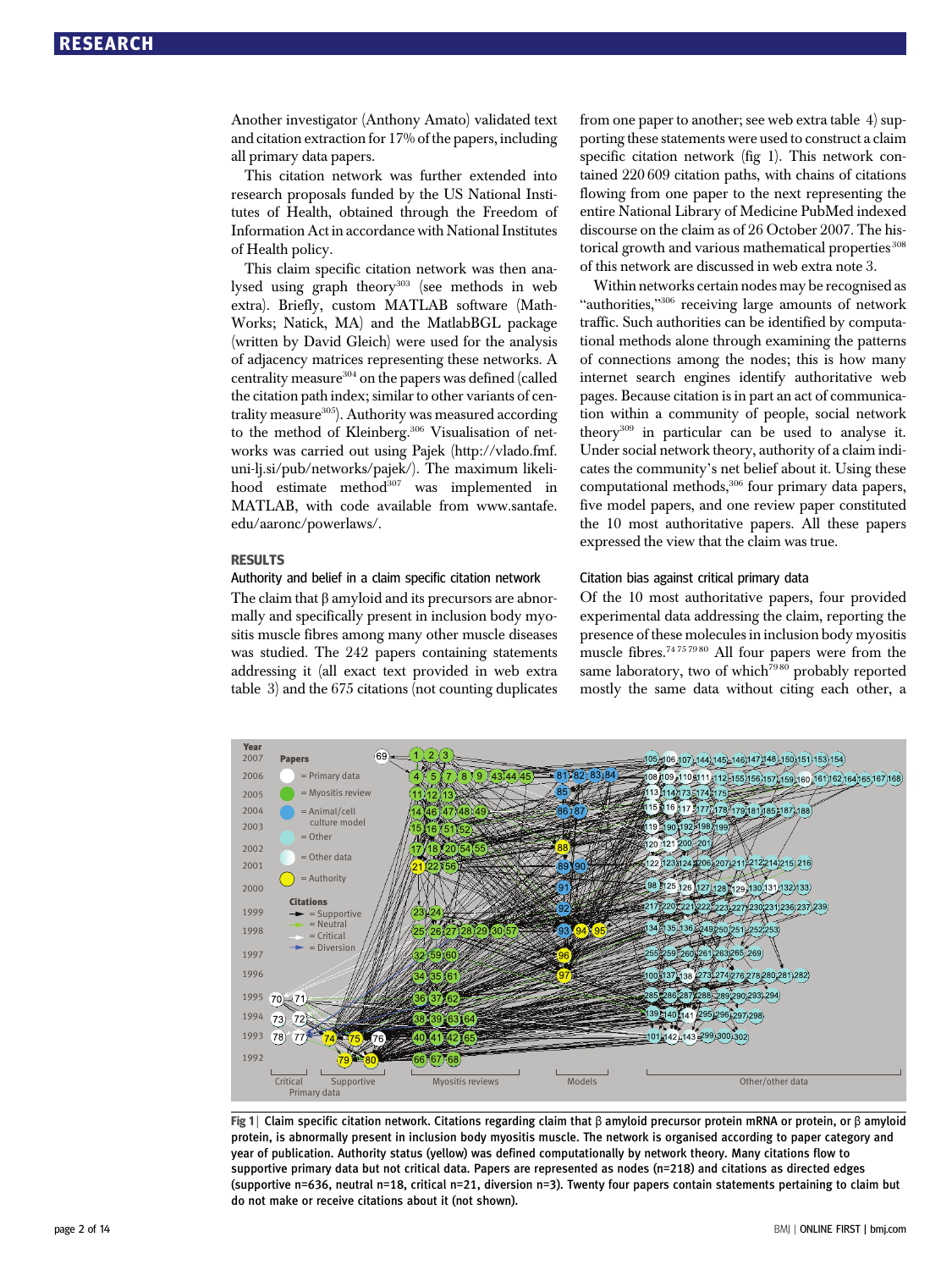Another investigator (Anthony Amato) validated text and citation extraction for 17% of the papers, including all primary data papers.

This citation network was further extended into research proposals funded by the US National Institutes of Health, obtained through the Freedom of Information Act in accordance with National Institutes of Health policy.

This claim specific citation network was then analysed using graph theory[303] (see methods in web extra). Briefly, custom MATLAB software (MathWorks; Natick, MA) and the MatlabBGL package (written by David Gleich) were used for the analysis of adjacency matrices representing these networks. A centrality measure[304] on the papers was defined (called the citation path index; similar to other variants of centrality measure[305]). Authority was measured according to the method of Kleinberg.[306] Visualisation of networks was carried out using Pajek (http://vlado.fmf.uni-lj.si/pub/networks/pajek/). The maximum likelihood estimate method[307] was implemented in MATLAB, with code available from www.santafe.edu/aaronc/powerlaws/.

## RESULTS

### Authority and belief in a claim specific citation network

The claim that β amyloid and its precursors are abnormally and specifically present in inclusion body myositis muscle fibres among many other muscle diseases was studied. The 242 papers containing statements addressing it (all exact text provided in web extra table 3) and the 675 citations (not counting duplicates from one paper to another; see web extra table 4) supporting these statements were used to construct a claim specific citation network (fig 1). This network contained 220 609 citation paths, with chains of citations flowing from one paper to the next representing the entire National Library of Medicine PubMed indexed discourse on the claim as of 26 October 2007. The historical growth and various mathematical properties[308] of this network are discussed in web extra note 3.

Within networks certain nodes may be recognised as "authorities,"[306] receiving large amounts of network traffic. Such authorities can be identified by computational methods alone through examining the patterns of connections among the nodes; this is how many internet search engines identify authoritative web pages. Because citation is in part an act of communication within a community of people, social network theory[309] in particular can be used to analyse it. Under social network theory, authority of a claim indicates the community's net belief about it. Using these computational methods,[306] four primary data papers, five model papers, and one review paper constituted the 10 most authoritative papers. All these papers expressed the view that the claim was true.

### Citation bias against critical primary data

Of the 10 most authoritative papers, four provided experimental data addressing the claim, reporting the presence of these molecules in inclusion body myositis muscle fibres.[74 75 79 80] All four papers were from the same laboratory, two of which[79 80] probably reported mostly the same data without citing each other, a

**Fig 1** | Claim specific citation network. Citations regarding claim that β amyloid precursor protein mRNA or protein, or β amyloid protein, is abnormally present in inclusion body myositis muscle. The network is organised according to paper category and year of publication. Authority status (yellow) was defined computationally by network theory. Many citations flow to supportive primary data but not critical data. Papers are represented as nodes (n=218) and citations as directed edges (supportive n=636, neutral n=18, critical n=21, diversion n=3). Twenty four papers contain statements pertaining to claim but do not make or receive citations about it (not shown).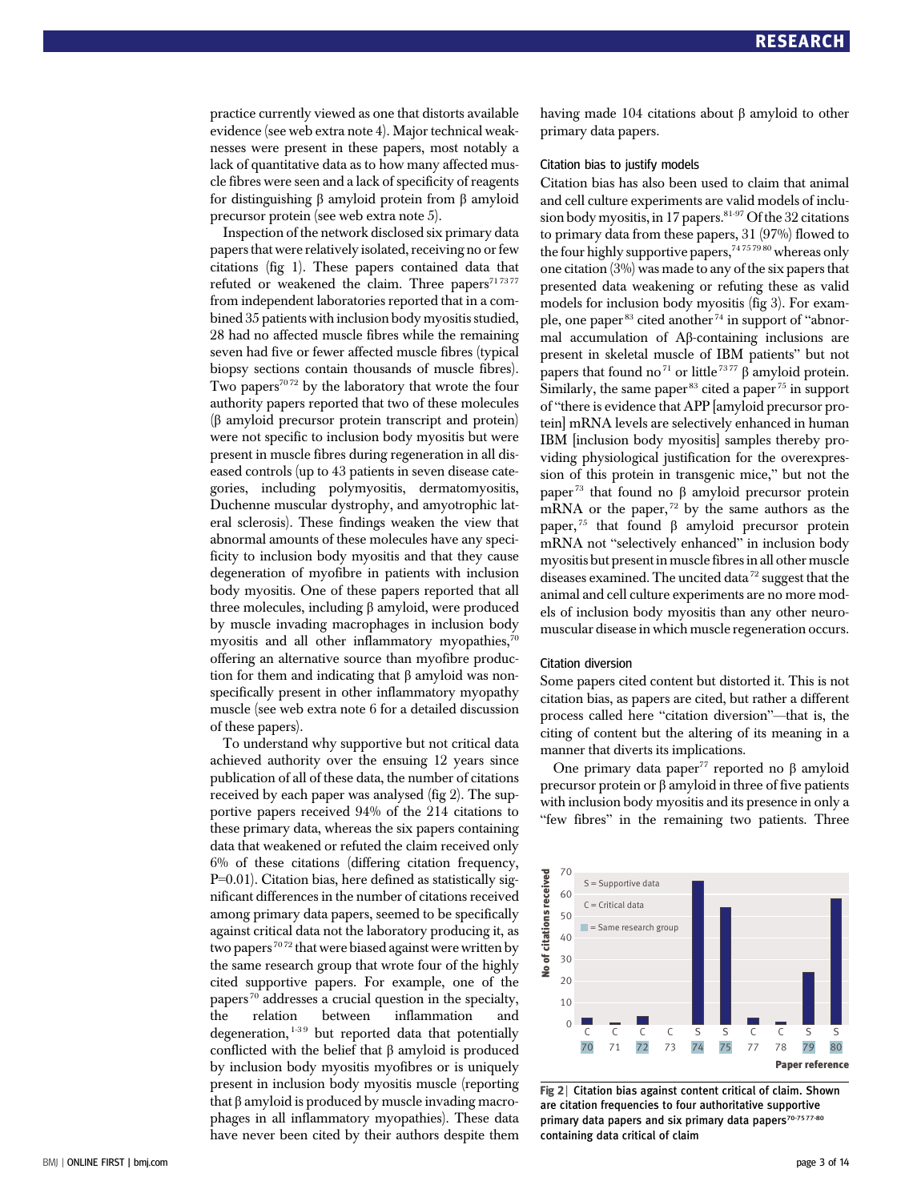practice currently viewed as one that distorts available evidence (see web extra note 4). Major technical weaknesses were present in these papers, most notably a lack of quantitative data as to how many affected muscle fibres were seen and a lack of specificity of reagents for distinguishing β amyloid protein from β amyloid precursor protein (see web extra note 5).

Inspection of the network disclosed six primary data papers that were relatively isolated, receiving no or few citations (fig 1). These papers contained data that refuted or weakened the claim. Three papers[71 73 77] from independent laboratories reported that in a combined 35 patients with inclusion body myositis studied, 28 had no affected muscle fibres while the remaining seven had five or fewer affected muscle fibres (typical biopsy sections contain thousands of muscle fibres). Two papers[70 72] by the laboratory that wrote the four authority papers reported that two of these molecules (β amyloid precursor protein transcript and protein) were not specific to inclusion body myositis but were present in muscle fibres during regeneration in all diseased controls (up to 43 patients in seven disease categories, including polymyositis, dermatomyositis, Duchenne muscular dystrophy, and amyotrophic lateral sclerosis). These findings weaken the view that abnormal amounts of these molecules have any specificity to inclusion body myositis and that they cause degeneration of myofibre in patients with inclusion body myositis. One of these papers reported that all three molecules, including β amyloid, were produced by muscle invading macrophages in inclusion body myositis and all other inflammatory myopathies,[70] offering an alternative source than myofibre production for them and indicating that β amyloid was nonspecifically present in other inflammatory myopathy muscle (see web extra note 6 for a detailed discussion of these papers).

To understand why supportive but not critical data achieved authority over the ensuing 12 years since publication of all of these data, the number of citations received by each paper was analysed (fig 2). The supportive papers received 94% of the 214 citations to these primary data, whereas the six papers containing data that weakened or refuted the claim received only 6% of these citations (differing citation frequency, P=0.01). Citation bias, here defined as statistically significant differences in the number of citations received among primary data papers, seemed to be specifically against critical data not the laboratory producing it, as two papers[70 72] that were biased against were written by the same research group that wrote four of the highly cited supportive papers. For example, one of the papers[70] addresses a crucial question in the specialty, the relation between inflammation and degeneration,[1-3 9] but reported data that potentially conflicted with the belief that β amyloid is produced by inclusion body myositis myofibres or is uniquely present in inclusion body myositis muscle (reporting that β amyloid is produced by muscle invading macrophages in all inflammatory myopathies). These data have never been cited by their authors despite them having made 104 citations about β amyloid to other primary data papers.

### Citation bias to justify models

Citation bias has also been used to claim that animal and cell culture experiments are valid models of inclusion body myositis, in 17 papers.[81-97] Of the 32 citations to primary data from these papers, 31 (97%) flowed to the four highly supportive papers,[74 75 79 80] whereas only one citation (3%) was made to any of the six papers that presented data weakening or refuting these as valid models for inclusion body myositis (fig 3). For example, one paper[83] cited another[74] in support of "abnormal accumulation of Aβ-containing inclusions are present in skeletal muscle of IBM patients" but not papers that found no[71] or little[73 77] β amyloid protein. Similarly, the same paper[83] cited a paper[75] in support of "there is evidence that APP [amyloid precursor protein] mRNA levels are selectively enhanced in human IBM [inclusion body myositis] samples thereby providing physiological justification for the overexpression of this protein in transgenic mice," but not the paper[73] that found no β amyloid precursor protein mRNA or the paper,[72] by the same authors as the paper,[75] that found β amyloid precursor protein mRNA not "selectively enhanced" in inclusion body myositis but present in muscle fibres in all other muscle diseases examined. The uncited data[72] suggest that the animal and cell culture experiments are no more models of inclusion body myositis than any other neuromuscular disease in which muscle regeneration occurs.

### Citation diversion

Some papers cited content but distorted it. This is not citation bias, as papers are cited, but rather a different process called here "citation diversion"—that is, the citing of content but the altering of its meaning in a manner that diverts its implications.

One primary data paper[77] reported no β amyloid precursor protein or β amyloid in three of five patients with inclusion body myositis and its presence in only a "few fibres" in the remaining two patients. Three

Fig 2 | Citation bias against content critical of claim. Shown are citation frequencies to four authoritative supportive primary data papers and six primary data papers[70-75 77-80] containing data critical of claim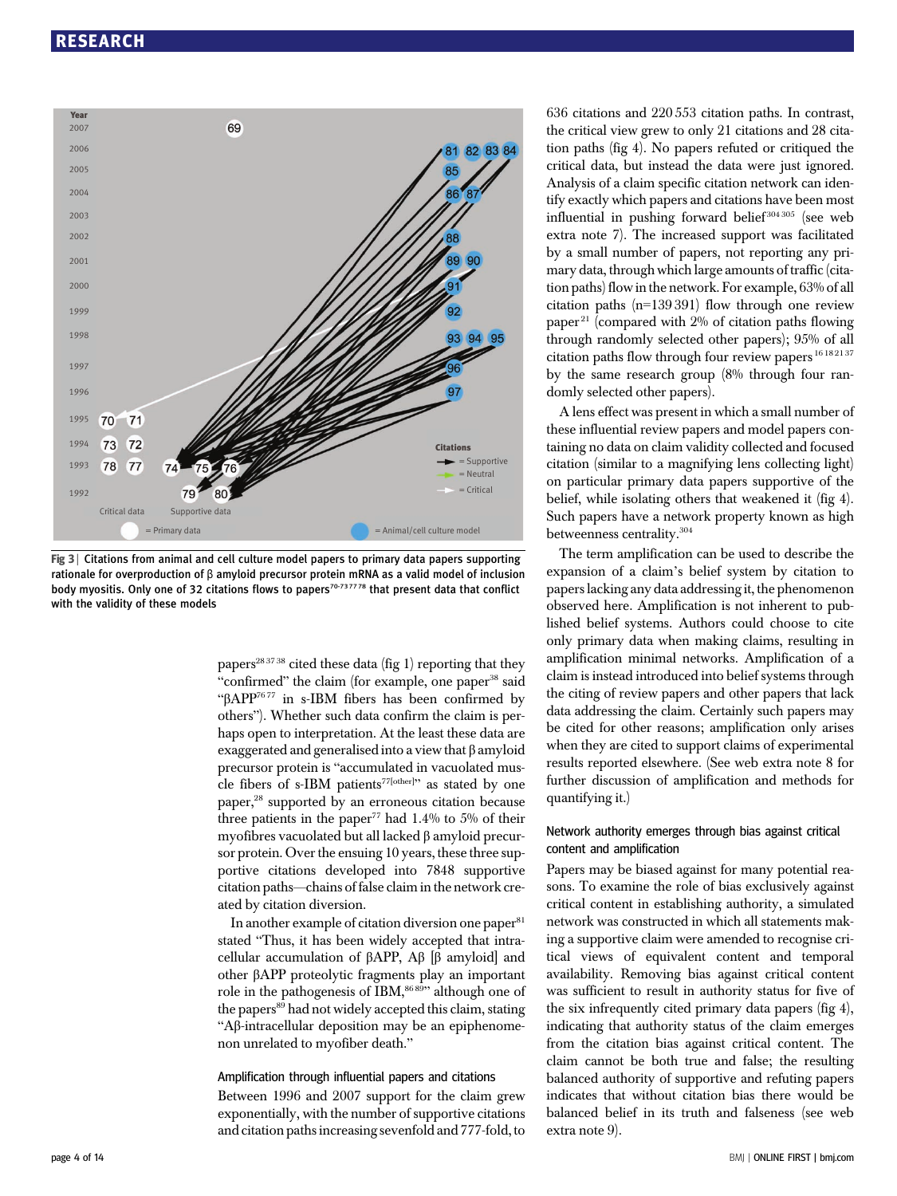Fig 3 | Citations from animal and cell culture model papers to primary data papers supporting rationale for overproduction of β amyloid precursor protein mRNA as a valid model of inclusion body myositis. Only one of 32 citations flows to papers[70-73 77 78] that present data that conflict with the validity of these models

papers[28 37 38] cited these data (fig 1) reporting that they "confirmed" the claim (for example, one paper[38] said "βAPP[76 77] in s-IBM fibers has been confirmed by others"). Whether such data confirm the claim is perhaps open to interpretation. At the least these data are exaggerated and generalised into a view that β amyloid precursor protein is "accumulated in vacuolated muscle fibers of s-IBM patients[77[other]]" as stated by one paper,[28] supported by an erroneous citation because three patients in the paper[77] had 1.4% to 5% of their myofibres vacuolated but all lacked β amyloid precursor protein. Over the ensuing 10 years, these three supportive citations developed into 7848 supportive citation paths—chains of false claim in the network created by citation diversion.

In another example of citation diversion one paper[81] stated "Thus, it has been widely accepted that intracellular accumulation of βAPP, Aβ [β amyloid] and other βAPP proteolytic fragments play an important role in the pathogenesis of IBM,[86 89]" although one of the papers[89] had not widely accepted this claim, stating "Aβ-intracellular deposition may be an epiphenomenon unrelated to myofiber death."

### Amplification through influential papers and citations

Between 1996 and 2007 support for the claim grew exponentially, with the number of supportive citations and citation paths increasing sevenfold and 777-fold, to 636 citations and 220 553 citation paths. In contrast, the critical view grew to only 21 citations and 28 citation paths (fig 4). No papers refuted or critiqued the critical data, but instead the data were just ignored. Analysis of a claim specific citation network can identify exactly which papers and citations have been most influential in pushing forward belief[304 305] (see web extra note 7). The increased support was facilitated by a small number of papers, not reporting any primary data, through which large amounts of traffic (citation paths) flow in the network. For example, 63% of all citation paths (n=139 391) flow through one review paper[21] (compared with 2% of citation paths flowing through randomly selected other papers); 95% of all citation paths flow through four review papers[16 18 21 37] by the same research group (8% through four randomly selected other papers).

A lens effect was present in which a small number of these influential review papers and model papers containing no data on claim validity collected and focused citation (similar to a magnifying lens collecting light) on particular primary data papers supportive of the belief, while isolating others that weakened it (fig 4). Such papers have a network property known as high betweenness centrality.[304]

The term amplification can be used to describe the expansion of a claim's belief system by citation to papers lacking any data addressing it, the phenomenon observed here. Amplification is not inherent to published belief systems. Authors could choose to cite only primary data when making claims, resulting in amplification minimal networks. Amplification of a claim is instead introduced into belief systems through the citing of review papers and other papers that lack data addressing the claim. Certainly such papers may be cited for other reasons; amplification only arises when they are cited to support claims of experimental results reported elsewhere. (See web extra note 8 for further discussion of amplification and methods for quantifying it.)

### Network authority emerges through bias against critical content and amplification

Papers may be biased against for many potential reasons. To examine the role of bias exclusively against critical content in establishing authority, a simulated network was constructed in which all statements making a supportive claim were amended to recognise critical views of equivalent content and temporal availability. Removing bias against critical content was sufficient to result in authority status for five of the six infrequently cited primary data papers (fig 4), indicating that authority status of the claim emerges from the citation bias against critical content. The claim cannot be both true and false; the resulting balanced authority of supportive and refuting papers indicates that without citation bias there would be balanced belief in its truth and falseness (see web extra note 9).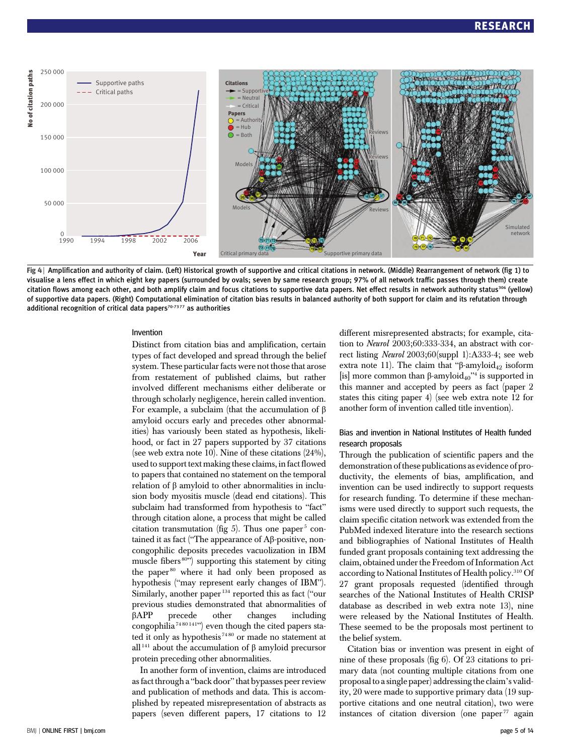Fig 4 | Amplification and authority of claim. (Left) Historical growth of supportive and critical citations in network. (Middle) Rearrangement of network (fig 1) to visualise a lens effect in which eight key papers (surrounded by ovals; seven by same research group; 97% of all network traffic passes through them) create citation flows among each other, and both amplify claim and focus citations to supportive data papers. Net effect results in network authority status[306] (yellow) of supportive data papers. (Right) Computational elimination of citation bias results in balanced authority of both support for claim and its refutation through additional recognition of critical data papers[70-73 77] as authorities

### Invention

Distinct from citation bias and amplification, certain types of fact developed and spread through the belief system. These particular facts were not those that arose from restatement of published claims, but rather involved different mechanisms either deliberate or through scholarly negligence, herein called invention. For example, a subclaim (that the accumulation of β amyloid occurs early and precedes other abnormalities) has variously been stated as hypothesis, likelihood, or fact in 27 papers supported by 37 citations (see web extra note 10). Nine of these citations (24%), used to support text making these claims, in fact flowed to papers that contained no statement on the temporal relation of β amyloid to other abnormalities in inclusion body myositis muscle (dead end citations). This subclaim had transformed from hypothesis to "fact" through citation alone, a process that might be called citation transmutation (fig 5). Thus one paper[5] contained it as fact ("The appearance of Aβ-positive, non-congophilic deposits precedes vacuolization in IBM muscle fibers[80]") supporting this statement by citing the paper[80] where it had only been proposed as hypothesis ("may represent early changes of IBM"). Similarly, another paper[134] reported this as fact ("our previous studies demonstrated that abnormalities of βAPP precede other changes including congophilia[74 80 141]") even though the cited papers stated it only as hypothesis[74 80] or made no statement at all[141] about the accumulation of β amyloid precursor protein preceding other abnormalities.

In another form of invention, claims are introduced as fact through a "back door" that bypasses peer review and publication of methods and data. This is accomplished by repeated misrepresentation of abstracts as papers (seven different papers, 17 citations to 12 different misrepresented abstracts; for example, citation to *Neurol* 2003;60:333-334, an abstract with correct listing *Neurol* 2003;60(suppl 1):A333-4; see web extra note 11). The claim that "β-amyloid$_{42}$ isoform [is] more common than β-amyloid$_{40}$"[4] is supported in this manner and accepted by peers as fact (paper 2 states this citing paper 4) (see web extra note 12 for another form of invention called title invention).

### Bias and invention in National Institutes of Health funded research proposals

Through the publication of scientific papers and the demonstration of these publications as evidence of productivity, the elements of bias, amplification, and invention can be used indirectly to support requests for research funding. To determine if these mechanisms were used directly to support such requests, the claim specific citation network was extended from the PubMed indexed literature into the research sections and bibliographies of National Institutes of Health funded grant proposals containing text addressing the claim, obtained under the Freedom of Information Act according to National Institutes of Health policy.[310] Of 27 grant proposals requested (identified through searches of the National Institutes of Health CRISP database as described in web extra note 13), nine were released by the National Institutes of Health. These seemed to be the proposals most pertinent to the belief system.

Citation bias or invention was present in eight of nine of these proposals (fig 6). Of 23 citations to primary data (not counting multiple citations from one proposal to a single paper) addressing the claim's validity, 20 were made to supportive primary data (19 supportive citations and one neutral citation), two were instances of citation diversion (one paper[77] again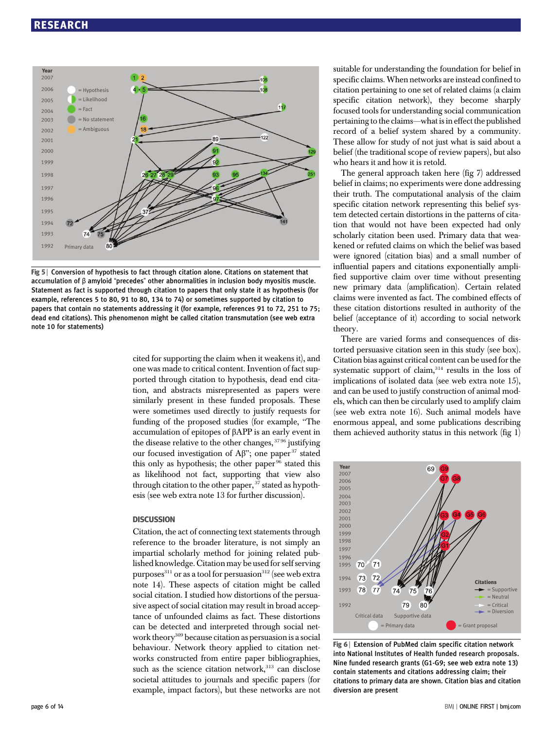Fig 5 | Conversion of hypothesis to fact through citation alone. Citations on statement that accumulation of β amyloid "precedes" other abnormalities in inclusion body myositis muscle. Statement as fact is supported through citation to papers that only state it as hypothesis (for example, references 5 to 80, 91 to 80, 134 to 74) or sometimes supported by citation to papers that contain no statements addressing it (for example, references 91 to 72, 251 to 75; dead end citations). This phenomenon might be called citation transmutation (see web extra note 10 for statements)

cited for supporting the claim when it weakens it), and one was made to critical content. Invention of fact supported through citation to hypothesis, dead end citation, and abstracts misrepresented as papers were similarly present in these funded proposals. These were sometimes used directly to justify requests for funding of the proposed studies (for example, "The accumulation of epitopes of βAPP is an early event in the disease relative to the other changes,[37 96] justifying our focused investigation of Aβ"; one paper[37] stated this only as hypothesis; the other paper[96] stated this as likelihood not fact, supporting that view also through citation to the other paper,[37] stated as hypothesis (see web extra note 13 for further discussion).

## DISCUSSION

Citation, the act of connecting text statements through reference to the broader literature, is not simply an impartial scholarly method for joining related published knowledge. Citation may be used for self serving purposes[311] or as a tool for persuasion[312] (see web extra note 14). These aspects of citation might be called social citation. I studied how distortions of the persuasive aspect of social citation may result in broad acceptance of unfounded claims as fact. These distortions can be detected and interpreted through social network theory[309] because citation as persuasion is a social behaviour. Network theory applied to citation networks constructed from entire paper bibliographies, such as the science citation network,[313] can disclose societal attitudes to journals and specific papers (for example, impact factors), but these networks are not suitable for understanding the foundation for belief in specific claims. When networks are instead confined to citation pertaining to one set of related claims (a claim specific citation network), they become sharply focused tools for understanding social communication pertaining to the claims—what is in effect the published record of a belief system shared by a community. These allow for study of not just what is said about a belief (the traditional scope of review papers), but also who hears it and how it is retold.

The general approach taken here (fig 7) addressed belief in claims; no experiments were done addressing their truth. The computational analysis of the claim specific citation network representing this belief system detected certain distortions in the patterns of citation that would not have been expected had only scholarly citation been used. Primary data that weakened or refuted claims on which the belief was based were ignored (citation bias) and a small number of influential papers and citations exponentially amplified supportive claim over time without presenting new primary data (amplification). Certain related claims were invented as fact. The combined effects of these citation distortions resulted in authority of the belief (acceptance of it) according to social network theory.

There are varied forms and consequences of distorted persuasive citation seen in this study (see box). Citation bias against critical content can be used for the systematic support of claim,[314] results in the loss of implications of isolated data (see web extra note 15), and can be used to justify construction of animal models, which can then be circularly used to amplify claim (see web extra note 16). Such animal models have enormous appeal, and some publications describing them achieved authority status in this network (fig 1)

Fig 6 | Extension of PubMed claim specific citation network into National Institutes of Health funded research proposals. Nine funded research grants (G1-G9; see web extra note 13) contain statements and citations addressing claim; their citations to primary data are shown. Citation bias and citation diversion are present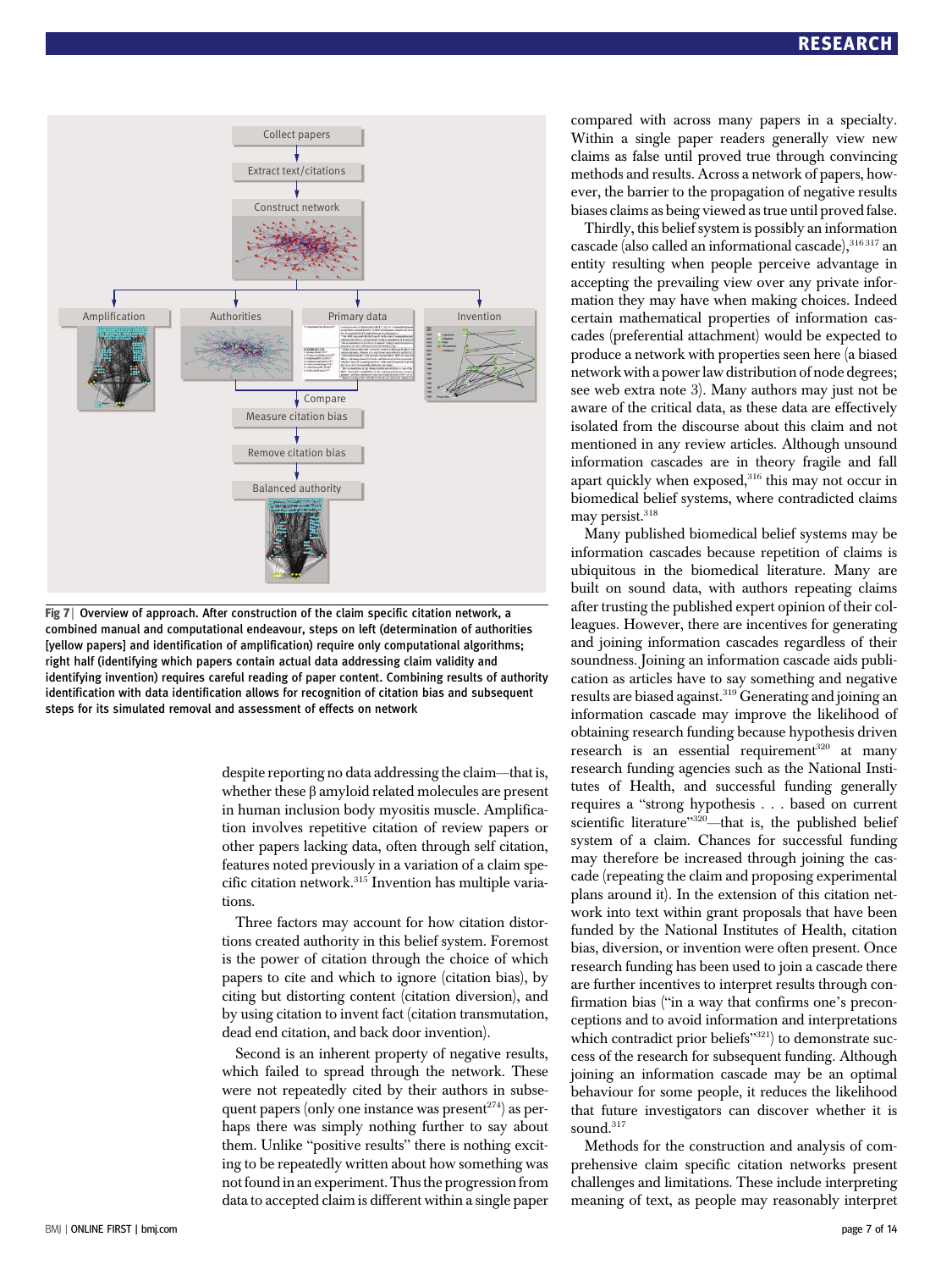Collect papers

Extract text/citations

Construct network

Amplification

Authorities

Primary data

Invention

Compare

Measure citation bias

Remove citation bias

Balanced authority

**Fig 7** | Overview of approach. After construction of the claim specific citation network, a combined manual and computational endeavour, steps on left (determination of authorities [yellow papers] and identification of amplification) require only computational algorithms; right half (identifying which papers contain actual data addressing claim validity and identifying invention) requires careful reading of paper content. Combining results of authority identification with data identification allows for recognition of citation bias and subsequent steps for its simulated removal and assessment of effects on network

despite reporting no data addressing the claim—that is, whether these β amyloid related molecules are present in human inclusion body myositis muscle. Amplification involves repetitive citation of review papers or other papers lacking data, often through self citation, features noted previously in a variation of a claim specific citation network.[315] Invention has multiple variations.

Three factors may account for how citation distortions created authority in this belief system. Foremost is the power of citation through the choice of which papers to cite and which to ignore (citation bias), by citing but distorting content (citation diversion), and by using citation to invent fact (citation transmutation, dead end citation, and back door invention).

Second is an inherent property of negative results, which failed to spread through the network. These were not repeatedly cited by their authors in subsequent papers (only one instance was present[274]) as perhaps there was simply nothing further to say about them. Unlike "positive results" there is nothing exciting to be repeatedly written about how something was not found in an experiment. Thus the progression from data to accepted claim is different within a single paper compared with across many papers in a specialty. Within a single paper readers generally view new claims as false until proved true through convincing methods and results. Across a network of papers, however, the barrier to the propagation of negative results biases claims as being viewed as true until proved false.

Thirdly, this belief system is possibly an information cascade (also called an informational cascade),[316 317] an entity resulting when people perceive advantage in accepting the prevailing view over any private information they may have when making choices. Indeed certain mathematical properties of information cascades (preferential attachment) would be expected to produce a network with properties seen here (a biased network with a power law distribution of node degrees; see web extra note 3). Many authors may just not be aware of the critical data, as these data are effectively isolated from the discourse about this claim and not mentioned in any review articles. Although unsound information cascades are in theory fragile and fall apart quickly when exposed,[316] this may not occur in biomedical belief systems, where contradicted claims may persist.[318]

Many published biomedical belief systems may be information cascades because repetition of claims is ubiquitous in the biomedical literature. Many are built on sound data, with authors repeating claims after trusting the published expert opinion of their colleagues. However, there are incentives for generating and joining information cascades regardless of their soundness. Joining an information cascade aids publication as articles have to say something and negative results are biased against.[319] Generating and joining an information cascade may improve the likelihood of obtaining research funding because hypothesis driven research is an essential requirement[320] at many research funding agencies such as the National Institutes of Health, and successful funding generally requires a "strong hypothesis . . . based on current scientific literature"[320]—that is, the published belief system of a claim. Chances for successful funding may therefore be increased through joining the cascade (repeating the claim and proposing experimental plans around it). In the extension of this citation network into text within grant proposals that have been funded by the National Institutes of Health, citation bias, diversion, or invention were often present. Once research funding has been used to join a cascade there are further incentives to interpret results through confirmation bias ("in a way that confirms one's preconceptions and to avoid information and interpretations which contradict prior beliefs"[321]) to demonstrate success of the research for subsequent funding. Although joining an information cascade may be an optimal behaviour for some people, it reduces the likelihood that future investigators can discover whether it is sound.[317]

Methods for the construction and analysis of comprehensive claim specific citation networks present challenges and limitations. These include interpreting meaning of text, as people may reasonably interpret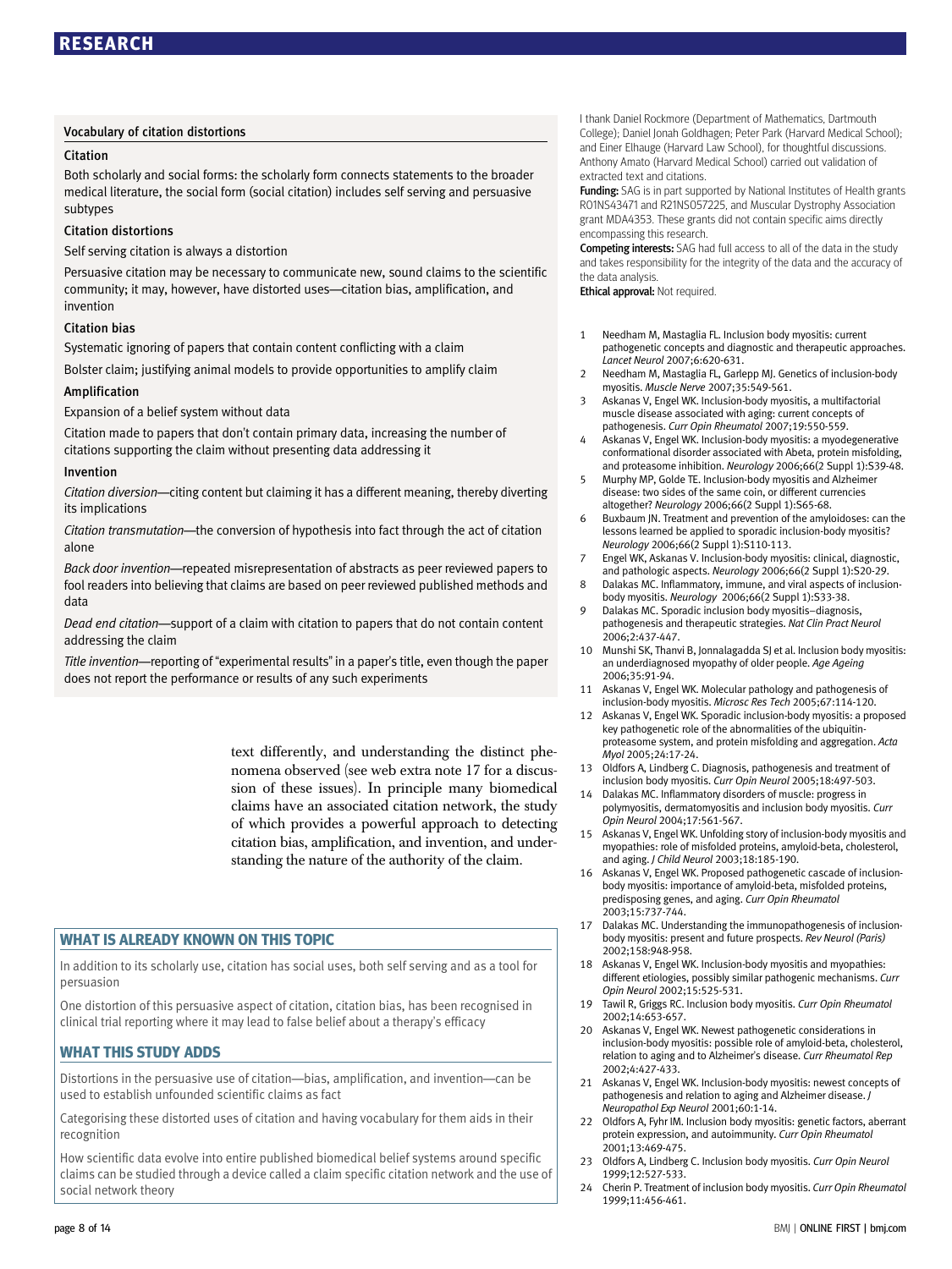### Vocabulary of citation distortions

**Citation**

Both scholarly and social forms: the scholarly form connects statements to the broader medical literature, the social form (social citation) includes self serving and persuasive subtypes

**Citation distortions**

Self serving citation is always a distortion

Persuasive citation may be necessary to communicate new, sound claims to the scientific community; it may, however, have distorted uses—citation bias, amplification, and invention

**Citation bias**

Systematic ignoring of papers that contain content conflicting with a claim

Bolster claim; justifying animal models to provide opportunities to amplify claim

**Amplification**

Expansion of a belief system without data

Citation made to papers that don't contain primary data, increasing the number of citations supporting the claim without presenting data addressing it

**Invention**

*Citation diversion*—citing content but claiming it has a different meaning, thereby diverting its implications

*Citation transmutation*—the conversion of hypothesis into fact through the act of citation alone

*Back door invention*—repeated misrepresentation of abstracts as peer reviewed papers to fool readers into believing that claims are based on peer reviewed published methods and data

*Dead end citation*—support of a claim with citation to papers that do not contain content addressing the claim

*Title invention*—reporting of "experimental results" in a paper's title, even though the paper does not report the performance or results of any such experiments

text differently, and understanding the distinct phenomena observed (see web extra note 17 for a discussion of these issues). In principle many biomedical claims have an associated citation network, the study of which provides a powerful approach to detecting citation bias, amplification, and invention, and understanding the nature of the authority of the claim.

### WHAT IS ALREADY KNOWN ON THIS TOPIC

In addition to its scholarly use, citation has social uses, both self serving and as a tool for persuasion

One distortion of this persuasive aspect of citation, citation bias, has been recognised in clinical trial reporting where it may lead to false belief about a therapy's efficacy

### WHAT THIS STUDY ADDS

Distortions in the persuasive use of citation—bias, amplification, and invention—can be used to establish unfounded scientific claims as fact

Categorising these distorted uses of citation and having vocabulary for them aids in their recognition

How scientific data evolve into entire published biomedical belief systems around specific claims can be studied through a device called a claim specific citation network and the use of social network theory

I thank Daniel Rockmore (Department of Mathematics, Dartmouth College); Daniel Jonah Goldhagen; Peter Park (Harvard Medical School); and Einer Elhauge (Harvard Law School), for thoughtful discussions. Anthony Amato (Harvard Medical School) carried out validation of extracted text and citations.

**Funding:** SAG is in part supported by National Institutes of Health grants R01NS43471 and R21NS057225, and Muscular Dystrophy Association grant MDA4353. These grants did not contain specific aims directly encompassing this research.

**Competing interests:** SAG had full access to all of the data in the study and takes responsibility for the integrity of the data and the accuracy of the data analysis.

**Ethical approval:** Not required.

1. Needham M, Mastaglia FL. Inclusion body myositis: current pathogenetic concepts and diagnostic and therapeutic approaches. *Lancet Neurol* 2007;6:620-631.
2. Needham M, Mastaglia FL, Garlepp MJ. Genetics of inclusion-body myositis. *Muscle Nerve* 2007;35:549-561.
3. Askanas V, Engel WK. Inclusion-body myositis, a multifactorial muscle disease associated with aging: current concepts of pathogenesis. *Curr Opin Rheumatol* 2007;19:550-559.
4. Askanas V, Engel WK. Inclusion-body myositis: a myodegenerative conformational disorder associated with Abeta, protein misfolding, and proteasome inhibition. *Neurology* 2006;66(2 Suppl 1):S39-48.
5. Murphy MP, Golde TE. Inclusion-body myositis and Alzheimer disease: two sides of the same coin, or different currencies altogether? *Neurology* 2006;66(2 Suppl 1):S65-68.
6. Buxbaum JN. Treatment and prevention of the amyloidoses: can the lessons learned be applied to sporadic inclusion-body myositis? *Neurology* 2006;66(2 Suppl 1):S110-113.
7. Engel WK, Askanas V. Inclusion-body myositis: clinical, diagnostic, and pathologic aspects. *Neurology* 2006;66(2 Suppl 1):S20-29.
8. Dalakas MC. Inflammatory, immune, and viral aspects of inclusion-body myositis. *Neurology* 2006;66(2 Suppl 1):S33-38.
9. Dalakas MC. Sporadic inclusion body myositis–diagnosis, pathogenesis and therapeutic strategies. *Nat Clin Pract Neurol* 2006;2:437-447.
10. Munshi SK, Thanvi B, Jonnalagadda SJ et al. Inclusion body myositis: an underdiagnosed myopathy of older people. *Age Ageing* 2006;35:91-94.
11. Askanas V, Engel WK. Molecular pathology and pathogenesis of inclusion-body myositis. *Microsc Res Tech* 2005;67:114-120.
12. Askanas V, Engel WK. Sporadic inclusion-body myositis: a proposed key pathogenetic role of the abnormalities of the ubiquitin-proteasome system, and protein misfolding and aggregation. *Acta Myol* 2005;24:17-24.
13. Oldfors A, Lindberg C. Diagnosis, pathogenesis and treatment of inclusion body myositis. *Curr Opin Neurol* 2005;18:497-503.
14. Dalakas MC. Inflammatory disorders of muscle: progress in polymyositis, dermatomyositis and inclusion body myositis. *Curr Opin Neurol* 2004;17:561-567.
15. Askanas V, Engel WK. Unfolding story of inclusion-body myositis and myopathies: role of misfolded proteins, amyloid-beta, cholesterol, and aging. *J Child Neurol* 2003;18:185-190.
16. Askanas V, Engel WK. Proposed pathogenetic cascade of inclusion-body myositis: importance of amyloid-beta, misfolded proteins, predisposing genes, and aging. *Curr Opin Rheumatol* 2003;15:737-744.
17. Dalakas MC. Understanding the immunopathogenesis of inclusion-body myositis: present and future prospects. *Rev Neurol (Paris)* 2002;158:948-958.
18. Askanas V, Engel WK. Inclusion-body myositis and myopathies: different etiologies, possibly similar pathogenic mechanisms. *Curr Opin Neurol* 2002;15:525-531.
19. Tawil R, Griggs RC. Inclusion body myositis. *Curr Opin Rheumatol* 2002;14:653-657.
20. Askanas V, Engel WK. Newest pathogenetic considerations in inclusion-body myositis: possible role of amyloid-beta, cholesterol, relation to aging and to Alzheimer's disease. *Curr Rheumatol Rep* 2002;4:427-433.
21. Askanas V, Engel WK. Inclusion-body myositis: newest concepts of pathogenesis and relation to aging and Alzheimer disease. *J Neuropathol Exp Neurol* 2001;60:1-14.
22. Oldfors A, Fyhr IM. Inclusion body myositis: genetic factors, aberrant protein expression, and autoimmunity. *Curr Opin Rheumatol* 2001;13:469-475.
23. Oldfors A, Lindberg C. Inclusion body myositis. *Curr Opin Neurol* 1999;12:527-533.
24. Cherin P. Treatment of inclusion body myositis. *Curr Opin Rheumatol* 1999;11:456-461.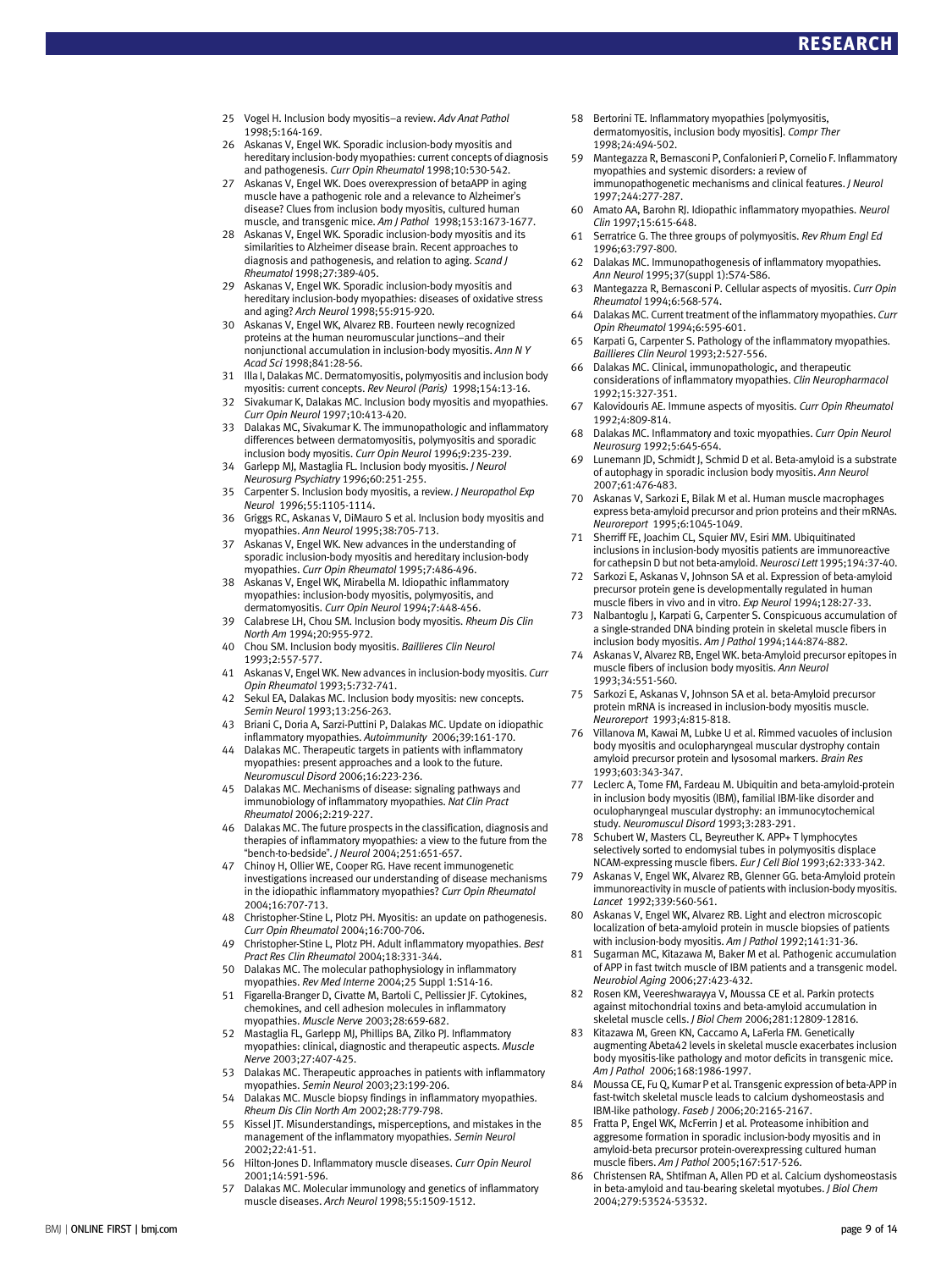25 Vogel H. Inclusion body myositis–a review. *Adv Anat Pathol* 1998;5:164-169.
26 Askanas V, Engel WK. Sporadic inclusion-body myositis and hereditary inclusion-body myopathies: current concepts of diagnosis and pathogenesis. *Curr Opin Rheumatol* 1998;10:530-542.
27 Askanas V, Engel WK. Does overexpression of betaAPP in aging muscle have a pathogenic role and a relevance to Alzheimer's disease? Clues from inclusion body myositis, cultured human muscle, and transgenic mice. *Am J Pathol* 1998;153:1673-1677.
28 Askanas V, Engel WK. Sporadic inclusion-body myositis and its similarities to Alzheimer disease brain. Recent approaches to diagnosis and pathogenesis, and relation to aging. *Scand J Rheumatol* 1998;27:389-405.
29 Askanas V, Engel WK. Sporadic inclusion-body myositis and hereditary inclusion-body myopathies: diseases of oxidative stress and aging? *Arch Neurol* 1998;55:915-920.
30 Askanas V, Engel WK, Alvarez RB. Fourteen newly recognized proteins at the human neuromuscular junctions–and their nonjunctional accumulation in inclusion-body myositis. *Ann N Y Acad Sci* 1998;841:28-56.
31 Illa I, Dalakas MC. Dermatomyositis, polymyositis and inclusion body myositis: current concepts. *Rev Neurol (Paris)* 1998;154:13-16.
32 Sivakumar K, Dalakas MC. Inclusion body myositis and myopathies. *Curr Opin Neurol* 1997;10:413-420.
33 Dalakas MC, Sivakumar K. The immunopathologic and inflammatory differences between dermatomyositis, polymyositis and sporadic inclusion body myositis. *Curr Opin Neurol* 1996;9:235-239.
34 Garlepp MJ, Mastaglia FL. Inclusion body myositis. *J Neurol Neurosurg Psychiatry* 1996;60:251-255.
35 Carpenter S. Inclusion body myositis, a review. *J Neuropathol Exp Neurol* 1996;55:1105-1114.
36 Griggs RC, Askanas V, DiMauro S et al. Inclusion body myositis and myopathies. *Ann Neurol* 1995;38:705-713.
37 Askanas V, Engel WK. New advances in the understanding of sporadic inclusion-body myositis and hereditary inclusion-body myopathies. *Curr Opin Rheumatol* 1995;7:486-496.
38 Askanas V, Engel WK, Mirabella M. Idiopathic inflammatory myopathies: inclusion-body myositis, polymyositis, and dermatomyositis. *Curr Opin Neurol* 1994;7:448-456.
39 Calabrese LH, Chou SM. Inclusion body myositis. *Rheum Dis Clin North Am* 1994;20:955-972.
40 Chou SM. Inclusion body myositis. *Baillieres Clin Neurol* 1993;2:557-577.
41 Askanas V, Engel WK. New advances in inclusion-body myositis. *Curr Opin Rheumatol* 1993;5:732-741.
42 Sekul EA, Dalakas MC. Inclusion body myositis: new concepts. *Semin Neurol* 1993;13:256-263.
43 Briani C, Doria A, Sarzi-Puttini P, Dalakas MC. Update on idiopathic inflammatory myopathies. *Autoimmunity* 2006;39:161-170.
44 Dalakas MC. Therapeutic targets in patients with inflammatory myopathies: present approaches and a look to the future. *Neuromuscul Disord* 2006;16:223-236.
45 Dalakas MC. Mechanisms of disease: signaling pathways and immunobiology of inflammatory myopathies. *Nat Clin Pract Rheumatol* 2006;2:219-227.
46 Dalakas MC. The future prospects in the classification, diagnosis and therapies of inflammatory myopathies: a view to the future from the "bench-to-bedside". *J Neurol* 2004;251:651-657.
47 Chinoy H, Ollier WE, Cooper RG. Have recent immunogenetic investigations increased our understanding of disease mechanisms in the idiopathic inflammatory myopathies? *Curr Opin Rheumatol* 2004;16:707-713.
48 Christopher-Stine L, Plotz PH. Myositis: an update on pathogenesis. *Curr Opin Rheumatol* 2004;16:700-706.
49 Christopher-Stine L, Plotz PH. Adult inflammatory myopathies. *Best Pract Res Clin Rheumatol* 2004;18:331-344.
50 Dalakas MC. The molecular pathophysiology in inflammatory myopathies. *Rev Med Interne* 2004;25 Suppl 1:S14-16.
51 Figarella-Branger D, Civatte M, Bartoli C, Pellissier JF. Cytokines, chemokines, and cell adhesion molecules in inflammatory myopathies. *Muscle Nerve* 2003;28:659-682.
52 Mastaglia FL, Garlepp MJ, Phillips BA, Zilko PJ. Inflammatory myopathies: clinical, diagnostic and therapeutic aspects. *Muscle Nerve* 2003;27:407-425.
53 Dalakas MC. Therapeutic approaches in patients with inflammatory myopathies. *Semin Neurol* 2003;23:199-206.
54 Dalakas MC. Muscle biopsy findings in inflammatory myopathies. *Rheum Dis Clin North Am* 2002;28:779-798.
55 Kissel JT. Misunderstandings, misperceptions, and mistakes in the management of the inflammatory myopathies. *Semin Neurol* 2002;22:41-51.
56 Hilton-Jones D. Inflammatory muscle diseases. *Curr Opin Neurol* 2001;14:591-596.
57 Dalakas MC. Molecular immunology and genetics of inflammatory muscle diseases. *Arch Neurol* 1998;55:1509-1512.
58 Bertorini TE. Inflammatory myopathies [polymyositis, dermatomyositis, inclusion body myositis]. *Compr Ther* 1998;24:494-502.
59 Mantegazza R, Bernasconi P, Confalonieri P, Cornelio F. Inflammatory myopathies and systemic disorders: a review of immunopathogenetic mechanisms and clinical features. *J Neurol* 1997;244:277-287.
60 Amato AA, Barohn RJ. Idiopathic inflammatory myopathies. *Neurol Clin* 1997;15:615-648.
61 Serratrice G. The three groups of polymyositis. *Rev Rhum Engl Ed* 1996;63:797-800.
62 Dalakas MC. Immunopathogenesis of inflammatory myopathies. *Ann Neurol* 1995;37(suppl 1):S74-S86.
63 Mantegazza R, Bernasconi P. Cellular aspects of myositis. *Curr Opin Rheumatol* 1994;6:568-574.
64 Dalakas MC. Current treatment of the inflammatory myopathies. *Curr Opin Rheumatol* 1994;6:595-601.
65 Karpati G, Carpenter S. Pathology of the inflammatory myopathies. *Baillieres Clin Neurol* 1993;2:527-556.
66 Dalakas MC. Clinical, immunopathologic, and therapeutic considerations of inflammatory myopathies. *Clin Neuropharmacol* 1992;15:327-351.
67 Kalovidouris AE. Immune aspects of myositis. *Curr Opin Rheumatol* 1992;4:809-814.
68 Dalakas MC. Inflammatory and toxic myopathies. *Curr Opin Neurol Neurosurg* 1992;5:645-654.
69 Lunemann JD, Schmidt J, Schmid D et al. Beta-amyloid is a substrate of autophagy in sporadic inclusion body myositis. *Ann Neurol* 2007;61:476-483.
70 Askanas V, Sarkozi E, Bilak M et al. Human muscle macrophages express beta-amyloid precursor and prion proteins and their mRNAs. *Neuroreport* 1995;6:1045-1049.
71 Sherriff FE, Joachim CL, Squier MV, Esiri MM. Ubiquitinated inclusions in inclusion-body myositis patients are immunoreactive for cathepsin D but not beta-amyloid. *Neurosci Lett* 1995;194:37-40.
72 Sarkozi E, Askanas V, Johnson SA et al. Expression of beta-amyloid precursor protein gene is developmentally regulated in human muscle fibers in vivo and in vitro. *Exp Neurol* 1994;128:27-33.
73 Nalbantoglu J, Karpati G, Carpenter S. Conspicuous accumulation of a single-stranded DNA binding protein in skeletal muscle fibers in inclusion body myositis. *Am J Pathol* 1994;144:874-882.
74 Askanas V, Alvarez RB, Engel WK. beta-Amyloid precursor epitopes in muscle fibers of inclusion body myositis. *Ann Neurol* 1993;34:551-560.
75 Sarkozi E, Askanas V, Johnson SA et al. beta-Amyloid precursor protein mRNA is increased in inclusion-body myositis muscle. *Neuroreport* 1993;4:815-818.
76 Villanova M, Kawai M, Lubke U et al. Rimmed vacuoles of inclusion body myositis and oculopharyngeal muscular dystrophy contain amyloid precursor protein and lysosomal markers. *Brain Res* 1993;603:343-347.
77 Leclerc A, Tome FM, Fardeau M. Ubiquitin and beta-amyloid-protein in inclusion body myositis (IBM), familial IBM-like disorder and oculopharyngeal muscular dystrophy: an immunocytochemical study. *Neuromuscul Disord* 1993;3:283-291.
78 Schubert W, Masters CL, Beyreuther K. APP+ T lymphocytes selectively sorted to endomysial tubes in polymyositis displace NCAM-expressing muscle fibers. *Eur J Cell Biol* 1993;62:333-342.
79 Askanas V, Engel WK, Alvarez RB, Glenner GG. beta-Amyloid protein immunoreactivity in muscle of patients with inclusion-body myositis. *Lancet* 1992;339:560-561.
80 Askanas V, Engel WK, Alvarez RB. Light and electron microscopic localization of beta-amyloid protein in muscle biopsies of patients with inclusion-body myositis. *Am J Pathol* 1992;141:31-36.
81 Sugarman MC, Kitazawa M, Baker M et al. Pathogenic accumulation of APP in fast twitch muscle of IBM patients and a transgenic model. *Neurobiol Aging* 2006;27:423-432.
82 Rosen KM, Veereshwarayya V, Moussa CE et al. Parkin protects against mitochondrial toxins and beta-amyloid accumulation in skeletal muscle cells. *J Biol Chem* 2006;281:12809-12816.
83 Kitazawa M, Green KN, Caccamo A, LaFerla FM. Genetically augmenting Abeta42 levels in skeletal muscle exacerbates inclusion body myositis-like pathology and motor deficits in transgenic mice. *Am J Pathol* 2006;168:1986-1997.
84 Moussa CE, Fu Q, Kumar P et al. Transgenic expression of beta-APP in fast-twitch skeletal muscle leads to calcium dyshomeostasis and IBM-like pathology. *Faseb J* 2006;20:2165-2167.
85 Fratta P, Engel WK, McFerrin J et al. Proteasome inhibition and aggresome formation in sporadic inclusion-body myositis and in amyloid-beta precursor protein-overexpressing cultured human muscle fibers. *Am J Pathol* 2005;167:517-526.
86 Christensen RA, Shtifman A, Allen PD et al. Calcium dyshomeostasis in beta-amyloid and tau-bearing skeletal myotubes. *J Biol Chem* 2004;279:53524-53532.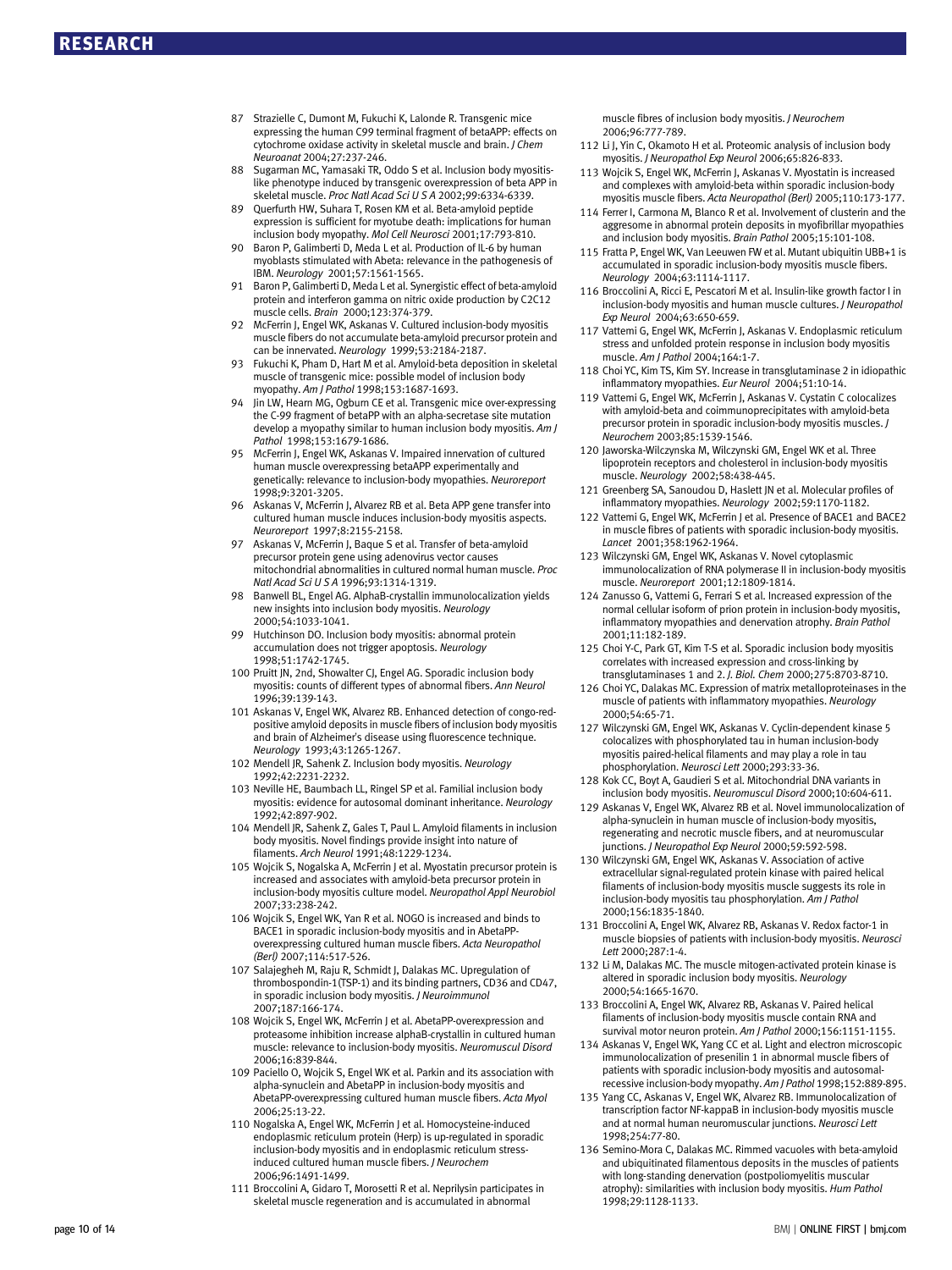87 Strazielle C, Dumont M, Fukuchi K, Lalonde R. Transgenic mice expressing the human C99 terminal fragment of betaAPP: effects on cytochrome oxidase activity in skeletal muscle and brain. *J Chem Neuroanat* 2004;27:237-246.

88 Sugarman MC, Yamasaki TR, Oddo S et al. Inclusion body myositis-like phenotype induced by transgenic overexpression of beta APP in skeletal muscle. *Proc Natl Acad Sci U S A* 2002;99:6334-6339.

89 Querfurth HW, Suhara T, Rosen KM et al. Beta-amyloid peptide expression is sufficient for myotube death: implications for human inclusion body myopathy. *Mol Cell Neurosci* 2001;17:793-810.

90 Baron P, Galimberti D, Meda L et al. Production of IL-6 by human myoblasts stimulated with Abeta: relevance in the pathogenesis of IBM. *Neurology* 2001;57:1561-1565.

91 Baron P, Galimberti D, Meda L et al. Synergistic effect of beta-amyloid protein and interferon gamma on nitric oxide production by C2C12 muscle cells. *Brain* 2000;123:374-379.

92 McFerrin J, Engel WK, Askanas V. Cultured inclusion-body myositis muscle fibers do not accumulate beta-amyloid precursor protein and can be innervated. *Neurology* 1999;53:2184-2187.

93 Fukuchi K, Pham D, Hart M et al. Amyloid-beta deposition in skeletal muscle of transgenic mice: possible model of inclusion body myopathy. *Am J Pathol* 1998;153:1687-1693.

94 Jin LW, Hearn MG, Ogburn CE et al. Transgenic mice over-expressing the C-99 fragment of betaPP with an alpha-secretase site mutation develop a myopathy similar to human inclusion body myositis. *Am J Pathol* 1998;153:1679-1686.

95 McFerrin J, Engel WK, Askanas V. Impaired innervation of cultured human muscle overexpressing betaAPP experimentally and genetically: relevance to inclusion-body myopathies. *Neuroreport* 1998;9:3201-3205.

96 Askanas V, McFerrin J, Alvarez RB et al. Beta APP gene transfer into cultured human muscle induces inclusion-body myositis aspects. *Neuroreport* 1997;8:2155-2158.

97 Askanas V, McFerrin J, Baque S et al. Transfer of beta-amyloid precursor protein gene using adenovirus vector causes mitochondrial abnormalities in cultured normal human muscle. *Proc Natl Acad Sci U S A* 1996;93:1314-1319.

98 Banwell BL, Engel AG. AlphaB-crystallin immunolocalization yields new insights into inclusion body myositis. *Neurology* 2000;54:1033-1041.

99 Hutchinson DO. Inclusion body myositis: abnormal protein accumulation does not trigger apoptosis. *Neurology* 1998;51:1742-1745.

100 Pruitt JN, 2nd, Showalter CJ, Engel AG. Sporadic inclusion body myositis: counts of different types of abnormal fibers. *Ann Neurol* 1996;39:139-143.

101 Askanas V, Engel WK, Alvarez RB. Enhanced detection of congo-red-positive amyloid deposits in muscle fibers of inclusion body myositis and brain of Alzheimer's disease using fluorescence technique. *Neurology* 1993;43:1265-1267.

102 Mendell JR, Sahenk Z. Inclusion body myositis. *Neurology* 1992;42:2231-2232.

103 Neville HE, Baumbach LL, Ringel SP et al. Familial inclusion body myositis: evidence for autosomal dominant inheritance. *Neurology* 1992;42:897-902.

104 Mendell JR, Sahenk Z, Gales T, Paul L. Amyloid filaments in inclusion body myositis. Novel findings provide insight into nature of filaments. *Arch Neurol* 1991;48:1229-1234.

105 Wojcik S, Nogalska A, McFerrin J et al. Myostatin precursor protein is increased and associates with amyloid-beta precursor protein in inclusion-body myositis culture model. *Neuropathol Appl Neurobiol* 2007;33:238-242.

106 Wojcik S, Engel WK, Yan R et al. NOGO is increased and binds to BACE1 in sporadic inclusion-body myositis and in AbetaPP-overexpressing cultured human muscle fibers. *Acta Neuropathol (Berl)* 2007;114:517-526.

107 Salajegheh M, Raju R, Schmidt J, Dalakas MC. Upregulation of thrombospondin-1(TSP-1) and its binding partners, CD36 and CD47, in sporadic inclusion body myositis. *J Neuroimmunol* 2007;187:166-174.

108 Wojcik S, Engel WK, McFerrin J et al. AbetaPP-overexpression and proteasome inhibition increase alphaB-crystallin in cultured human muscle: relevance to inclusion-body myositis. *Neuromuscul Disord* 2006;16:839-844.

109 Paciello O, Wojcik S, Engel WK et al. Parkin and its association with alpha-synuclein and AbetaPP in inclusion-body myositis and AbetaPP-overexpressing cultured human muscle fibers. *Acta Myol* 2006;25:13-22.

110 Nogalska A, Engel WK, McFerrin J et al. Homocysteine-induced endoplasmic reticulum protein (Herp) is up-regulated in sporadic inclusion-body myositis and in endoplasmic reticulum stress-induced cultured human muscle fibers. *J Neurochem* 2006;96:1491-1499.

111 Broccolini A, Gidaro T, Morosetti R et al. Neprilysin participates in skeletal muscle regeneration and is accumulated in abnormal muscle fibres of inclusion body myositis. *J Neurochem* 2006;96:777-789.

112 Li J, Yin C, Okamoto H et al. Proteomic analysis of inclusion body myositis. *J Neuropathol Exp Neurol* 2006;65:826-833.

113 Wojcik S, Engel WK, McFerrin J, Askanas V. Myostatin is increased and complexes with amyloid-beta within sporadic inclusion-body myositis muscle fibers. *Acta Neuropathol (Berl)* 2005;110:173-177.

114 Ferrer I, Carmona M, Blanco R et al. Involvement of clusterin and the aggresome in abnormal protein deposits in myofibrillar myopathies and inclusion body myositis. *Brain Pathol* 2005;15:101-108.

115 Fratta P, Engel WK, Van Leeuwen FW et al. Mutant ubiquitin UBB+1 is accumulated in sporadic inclusion-body myositis muscle fibers. *Neurology* 2004;63:1114-1117.

116 Broccolini A, Ricci E, Pescatori M et al. Insulin-like growth factor I in inclusion-body myositis and human muscle cultures. *J Neuropathol Exp Neurol* 2004;63:650-659.

117 Vattemi G, Engel WK, McFerrin J, Askanas V. Endoplasmic reticulum stress and unfolded protein response in inclusion body myositis muscle. *Am J Pathol* 2004;164:1-7.

118 Choi YC, Kim TS, Kim SY. Increase in transglutaminase 2 in idiopathic inflammatory myopathies. *Eur Neurol* 2004;51:10-14.

119 Vattemi G, Engel WK, McFerrin J, Askanas V. Cystatin C colocalizes with amyloid-beta and coimmunoprecipitates with amyloid-beta precursor protein in sporadic inclusion-body myositis muscles. *J Neurochem* 2003;85:1539-1546.

120 Jaworska-Wilczynska M, Wilczynski GM, Engel WK et al. Three lipoprotein receptors and cholesterol in inclusion-body myositis muscle. *Neurology* 2002;58:438-445.

121 Greenberg SA, Sanoudou D, Haslett JN et al. Molecular profiles of inflammatory myopathies. *Neurology* 2002;59:1170-1182.

122 Vattemi G, Engel WK, McFerrin J et al. Presence of BACE1 and BACE2 in muscle fibres of patients with sporadic inclusion-body myositis. *Lancet* 2001;358:1962-1964.

123 Wilczynski GM, Engel WK, Askanas V. Novel cytoplasmic immunolocalization of RNA polymerase II in inclusion-body myositis muscle. *Neuroreport* 2001;12:1809-1814.

124 Zanusso G, Vattemi G, Ferrari S et al. Increased expression of the normal cellular isoform of prion protein in inclusion-body myositis, inflammatory myopathies and denervation atrophy. *Brain Pathol* 2001;11:182-189.

125 Choi Y-C, Park GT, Kim T-S et al. Sporadic inclusion body myositis correlates with increased expression and cross-linking by transglutaminases 1 and 2. *J. Biol. Chem* 2000;275:8703-8710.

126 Choi YC, Dalakas MC. Expression of matrix metalloproteinases in the muscle of patients with inflammatory myopathies. *Neurology* 2000;54:65-71.

127 Wilczynski GM, Engel WK, Askanas V. Cyclin-dependent kinase 5 colocalizes with phosphorylated tau in human inclusion-body myositis paired-helical filaments and may play a role in tau phosphorylation. *Neurosci Lett* 2000;293:33-36.

128 Kok CC, Boyt A, Gaudieri S et al. Mitochondrial DNA variants in inclusion body myositis. *Neuromuscul Disord* 2000;10:604-611.

129 Askanas V, Engel WK, Alvarez RB et al. Novel immunolocalization of alpha-synuclein in human muscle of inclusion-body myositis, regenerating and necrotic muscle fibers, and at neuromuscular junctions. *J Neuropathol Exp Neurol* 2000;59:592-598.

130 Wilczynski GM, Engel WK, Askanas V. Association of active extracellular signal-regulated protein kinase with paired helical filaments of inclusion-body myositis muscle suggests its role in inclusion-body myositis tau phosphorylation. *Am J Pathol* 2000;156:1835-1840.

131 Broccolini A, Engel WK, Alvarez RB, Askanas V. Redox factor-1 in muscle biopsies of patients with inclusion-body myositis. *Neurosci Lett* 2000;287:1-4.

132 Li M, Dalakas MC. The muscle mitogen-activated protein kinase is altered in sporadic inclusion body myositis. *Neurology* 2000;54:1665-1670.

133 Broccolini A, Engel WK, Alvarez RB, Askanas V. Paired helical filaments of inclusion-body myositis muscle contain RNA and survival motor neuron protein. *Am J Pathol* 2000;156:1151-1155.

134 Askanas V, Engel WK, Yang CC et al. Light and electron microscopic immunolocalization of presenilin 1 in abnormal muscle fibers of patients with sporadic inclusion-body myositis and autosomal-recessive inclusion-body myopathy. *Am J Pathol* 1998;152:889-895.

135 Yang CC, Askanas V, Engel WK, Alvarez RB. Immunolocalization of transcription factor NF-kappaB in inclusion-body myositis muscle and at normal human neuromuscular junctions. *Neurosci Lett* 1998;254:77-80.

136 Semino-Mora C, Dalakas MC. Rimmed vacuoles with beta-amyloid and ubiquitinated filamentous deposits in the muscles of patients with long-standing denervation (postpoliomyelitis muscular atrophy): similarities with inclusion body myositis. *Hum Pathol* 1998;29:1128-1133.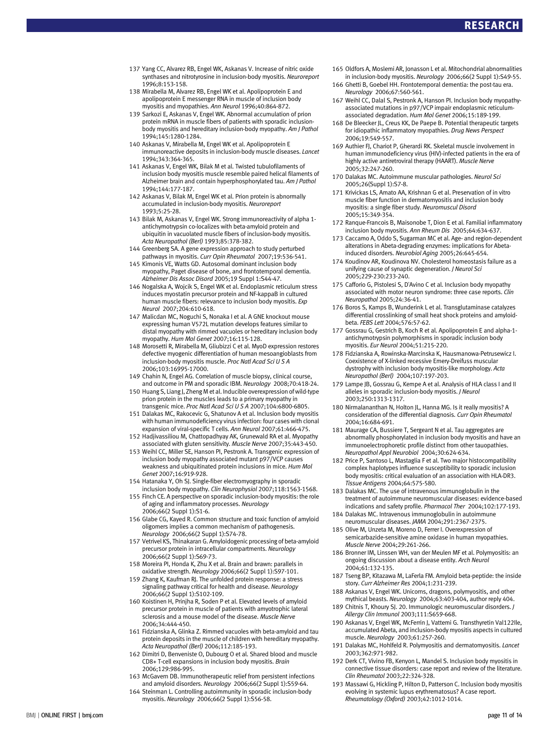137 Yang CC, Alvarez RB, Engel WK, Askanas V. Increase of nitric oxide synthases and nitrotyrosine in inclusion-body myositis. *Neuroreport* 1996;8:153-158.

138 Mirabella M, Alvarez RB, Engel WK et al. Apolipoprotein E and apolipoprotein E messenger RNA in muscle of inclusion body myositis and myopathies. *Ann Neurol* 1996;40:864-872.

139 Sarkozi E, Askanas V, Engel WK. Abnormal accumulation of prion protein mRNA in muscle fibers of patients with sporadic inclusion-body myositis and hereditary inclusion-body myopathy. *Am J Pathol* 1994;145:1280-1284.

140 Askanas V, Mirabella M, Engel WK et al. Apolipoprotein E immunoreactive deposits in inclusion-body muscle diseases. *Lancet* 1994;343:364-365.

141 Askanas V, Engel WK, Bilak M et al. Twisted tubulofilaments of inclusion body myositis muscle resemble paired helical filaments of Alzheimer brain and contain hyperphosphorylated tau. *Am J Pathol* 1994;144:177-187.

142 Askanas V, Bilak M, Engel WK et al. Prion protein is abnormally accumulated in inclusion-body myositis. *Neuroreport* 1993;5:25-28.

143 Bilak M, Askanas V, Engel WK. Strong immunoreactivity of alpha 1-antichymotrypsin co-localizes with beta-amyloid protein and ubiquitin in vacuolated muscle fibers of inclusion-body myositis. *Acta Neuropathol (Berl)* 1993;85:378-382.

144 Greenberg SA. A gene expression approach to study perturbed pathways in myositis. *Curr Opin Rheumatol* 2007;19:536-541.

145 Kimonis VE, Watts GD. Autosomal dominant inclusion body myopathy, Paget disease of bone, and frontotemporal dementia. *Alzheimer Dis Assoc Disord* 2005;19 Suppl 1:S44-47.

146 Nogalska A, Wojcik S, Engel WK et al. Endoplasmic reticulum stress induces myostatin precursor protein and NF-kappaB in cultured human muscle fibers: relevance to inclusion body myositis. *Exp Neurol* 2007;204:610-618.

147 Malicdan MC, Noguchi S, Nonaka I et al. A GNE knockout mouse expressing human V572L mutation develops features similar to distal myopathy with rimmed vacuoles or hereditary inclusion body myopathy. *Hum Mol Genet* 2007;16:115-128.

148 Morosetti R, Mirabella M, Gliubizzi C et al. MyoD expression restores defective myogenic differentiation of human mesoangioblasts from inclusion-body myositis muscle. *Proc Natl Acad Sci U S A* 2006;103:16995-17000.

149 Chahin N, Engel AG. Correlation of muscle biopsy, clinical course, and outcome in PM and sporadic IBM. *Neurology* 2008;70:418-24.

150 Huang S, Liang J, Zheng M et al. Inducible overexpression of wild-type prion protein in the muscles leads to a primary myopathy in transgenic mice. *Proc Natl Acad Sci U S A* 2007;104:6800-6805.

151 Dalakas MC, Rakocevic G, Shatunov A et al. Inclusion body myositis with human immunodeficiency virus infection: four cases with clonal expansion of viral-specific T cells. *Ann Neurol* 2007;61:466-475.

152 Hadjivassiliou M, Chattopadhyay AK, Grunewald RA et al. Myopathy associated with gluten sensitivity. *Muscle Nerve* 2007;35:443-450.

153 Weihl CC, Miller SE, Hanson PI, Pestronk A. Transgenic expression of inclusion body myopathy associated mutant p97/VCP causes weakness and ubiquitinated protein inclusions in mice. *Hum Mol Genet* 2007;16:919-928.

154 Hatanaka Y, Oh SJ. Single-fiber electromyography in sporadic inclusion body myopathy. *Clin Neurophysiol* 2007;118:1563-1568.

155 Finch CE. A perspective on sporadic inclusion-body myositis: the role of aging and inflammatory processes. *Neurology* 2006;66(2 Suppl 1):S1-6.

156 Glabe CG, Kayed R. Common structure and toxic function of amyloid oligomers implies a common mechanism of pathogenesis. *Neurology* 2006;66(2 Suppl 1):S74-78.

157 Vetrivel KS, Thinakaran G. Amyloidogenic processing of beta-amyloid precursor protein in intracellular compartments. *Neurology* 2006;66(2 Suppl 1):S69-73.

158 Moreira PI, Honda K, Zhu X et al. Brain and brawn: parallels in oxidative strength. *Neurology* 2006;66(2 Suppl 1):S97-101.

159 Zhang K, Kaufman RJ. The unfolded protein response: a stress signaling pathway critical for health and disease. *Neurology* 2006;66(2 Suppl 1):S102-109.

160 Koistinen H, Prinjha R, Soden P et al. Elevated levels of amyloid precursor protein in muscle of patients with amyotrophic lateral sclerosis and a mouse model of the disease. *Muscle Nerve* 2006;34:444-450.

161 Fidzianska A, Glinka Z. Rimmed vacuoles with beta-amyloid and tau protein deposits in the muscle of children with hereditary myopathy. *Acta Neuropathol (Berl)* 2006;112:185-193.

162 Dimitri D, Benveniste O, Dubourg O et al. Shared blood and muscle CD8+ T-cell expansions in inclusion body myositis. *Brain* 2006;129:986-995.

163 McGavern DB. Immunotherapeutic relief from persistent infections and amyloid disorders. *Neurology* 2006;66(2 Suppl 1):S59-64.

164 Steinman L. Controlling autoimmunity in sporadic inclusion-body myositis. *Neurology* 2006;66(2 Suppl 1):S56-58.

165 Oldfors A, Moslemi AR, Jonasson L et al. Mitochondrial abnormalities in inclusion-body myositis. *Neurology* 2006;66(2 Suppl 1):S49-55.

166 Ghetti B, Goebel HH. Frontotemporal dementia: the post-tau era. *Neurology* 2006;67:560-561.

167 Weihl CC, Dalal S, Pestronk A, Hanson PI. Inclusion body myopathy-associated mutations in p97/VCP impair endoplasmic reticulum-associated degradation. *Hum Mol Genet* 2006;15:189-199.

168 De Bleecker JL, Creus KK, De Paepe B. Potential therapeutic targets for idiopathic inflammatory myopathies. *Drug News Perspect* 2006;19:549-557.

169 Authier FJ, Chariot P, Gherardi RK. Skeletal muscle involvement in human immunodeficiency virus (HIV)-infected patients in the era of highly active antiretroviral therapy (HAART). *Muscle Nerve* 2005;32:247-260.

170 Dalakas MC. Autoimmune muscular pathologies. *Neurol Sci* 2005;26(Suppl 1):S7-8.

171 Krivickas LS, Amato AA, Krishnan G et al. Preservation of in vitro muscle fiber function in dermatomyositis and inclusion body myositis: a single fiber study. *Neuromuscul Disord* 2005;15:349-354.

172 Ranque-Francois B, Maisonobe T, Dion E et al. Familial inflammatory inclusion body myositis. *Ann Rheum Dis* 2005;64:634-637.

173 Caccamo A, Oddo S, Sugarman MC et al. Age- and region-dependent alterations in Abeta-degrading enzymes: implications for Abeta-induced disorders. *Neurobiol Aging* 2005;26:645-654.

174 Koudinov AR, Koudinova NV. Cholesterol homeostasis failure as a unifying cause of synaptic degeneration. *J Neurol Sci* 2005;229-230:233-240.

175 Cafforio G, Pistolesi S, D'Avino C et al. Inclusion body myopathy associated with motor neuron syndrome: three case reports. *Clin Neuropathol* 2005;24:36-41.

176 Boros S, Kamps B, Wunderink L et al. Transglutaminase catalyzes differential crosslinking of small heat shock proteins and amyloid-beta. *FEBS Lett* 2004;576:57-62.

177 Gossrau G, Gestrich B, Koch R et al. Apolipoprotein E and alpha-1-antichymotrypsin polymorphisms in sporadic inclusion body myositis. *Eur Neurol* 2004;51:215-220.

178 Fidzianska A, Rowinska-Marcinska K, Hausmanowa-Petrusewicz I. Coexistence of X-linked recessive Emery-Dreifuss muscular dystrophy with inclusion body myositis-like morphology. *Acta Neuropathol (Berl)* 2004;107:197-203.

179 Lampe JB, Gossrau G, Kempe A et al. Analysis of HLA class I and II alleles in sporadic inclusion-body myositis. *J Neurol* 2003;250:1313-1317.

180 Nirmalananthan N, Holton JL, Hanna MG. Is it really myositis? A consideration of the differential diagnosis. *Curr Opin Rheumatol* 2004;16:684-691.

181 Maurage CA, Bussiere T, Sergeant N et al. Tau aggregates are abnormally phosphorylated in inclusion body myositis and have an immunoelectrophoretic profile distinct from other tauopathies. *Neuropathol Appl Neurobiol* 2004;30:624-634.

182 Price P, Santoso L, Mastaglia F et al. Two major histocompatibility complex haplotypes influence susceptibility to sporadic inclusion body myositis: critical evaluation of an association with HLA-DR3. *Tissue Antigens* 2004;64:575-580.

183 Dalakas MC. The use of intravenous immunoglobulin in the treatment of autoimmune neuromuscular diseases: evidence-based indications and safety profile. *Pharmacol Ther* 2004;102:177-193.

184 Dalakas MC. Intravenous immunoglobulin in autoimmune neuromuscular diseases. *JAMA* 2004;291:2367-2375.

185 Olive M, Unzeta M, Moreno D, Ferrer I. Overexpression of semicarbazide-sensitive amine oxidase in human myopathies. *Muscle Nerve* 2004;29:261-266.

186 Bronner IM, Linssen WH, van der Meulen MF et al. Polymyositis: an ongoing discussion about a disease entity. *Arch Neurol* 2004;61:132-135.

187 Tseng BP, Kitazawa M, LaFerla FM. Amyloid beta-peptide: the inside story. *Curr Alzheimer Res* 2004;1:231-239.

188 Askanas V, Engel WK. Unicorns, dragons, polymyositis, and other mythical beasts. *Neurology* 2004;63:403-404, author reply 404.

189 Chitnis T, Khoury SJ. 20. Immunologic neuromuscular disorders. *J Allergy Clin Immunol* 2003;111:S659-668.

190 Askanas V, Engel WK, McFerrin J, Vattemi G. Transthyretin Val122Ile, accumulated Abeta, and inclusion-body myositis aspects in cultured muscle. *Neurology* 2003;61:257-260.

191 Dalakas MC, Hohlfeld R. Polymyositis and dermatomyositis. *Lancet* 2003;362:971-982.

192 Derk CT, Vivino FB, Kenyon L, Mandel S. Inclusion body myositis in connective tissue disorders: case report and review of the literature. *Clin Rheumatol* 2003;22:324-328.

193 Massawi G, Hickling P, Hilton D, Patterson C. Inclusion body myositis evolving in systemic lupus erythematosus? A case report. *Rheumatology (Oxford)* 2003;42:1012-1014.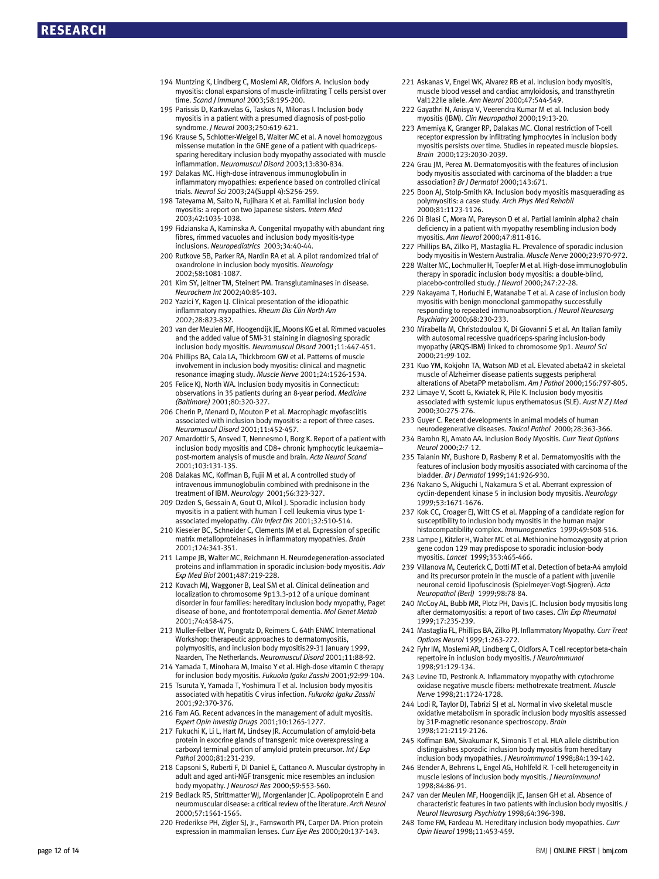194 Muntzing K, Lindberg C, Moslemi AR, Oldfors A. Inclusion body myositis: clonal expansions of muscle-infiltrating T cells persist over time. *Scand J Immunol* 2003;58:195-200.

195 Parissis D, Karkavelas G, Taskos N, Milonas I. Inclusion body myositis in a patient with a presumed diagnosis of post-polio syndrome. *J Neurol* 2003;250:619-621.

196 Krause S, Schlotter-Weigel B, Walter MC et al. A novel homozygous missense mutation in the GNE gene of a patient with quadriceps-sparing hereditary inclusion body myopathy associated with muscle inflammation. *Neuromuscul Disord* 2003;13:830-834.

197 Dalakas MC. High-dose intravenous immunoglobulin in inflammatory myopathies: experience based on controlled clinical trials. *Neurol Sci* 2003;24(Suppl 4):S256-259.

198 Tateyama M, Saito N, Fujihara K et al. Familial inclusion body myositis: a report on two Japanese sisters. *Intern Med* 2003;42:1035-1038.

199 Fidzianska A, Kaminska A. Congenital myopathy with abundant ring fibres, rimmed vacuoles and inclusion body myositis-type inclusions. *Neuropediatrics* 2003;34:40-44.

200 Rutkove SB, Parker RA, Nardin RA et al. A pilot randomized trial of oxandrolone in inclusion body myositis. *Neurology* 2002;58:1081-1087.

201 Kim SY, Jeitner TM, Steinert PM. Transglutaminases in disease. *Neurochem Int* 2002;40:85-103.

202 Yazici Y, Kagen LJ. Clinical presentation of the idiopathic inflammatory myopathies. *Rheum Dis Clin North Am* 2002;28:823-832.

203 van der Meulen MF, Hoogendijk JE, Moons KG et al. Rimmed vacuoles and the added value of SMI-31 staining in diagnosing sporadic inclusion body myositis. *Neuromuscul Disord* 2001;11:447-451.

204 Phillips BA, Cala LA, Thickbroom GW et al. Patterns of muscle involvement in inclusion body myositis: clinical and magnetic resonance imaging study. *Muscle Nerve* 2001;24:1526-1534.

205 Felice KJ, North WA. Inclusion body myositis in Connecticut: observations in 35 patients during an 8-year period. *Medicine (Baltimore)* 2001;80:320-327.

206 Cherin P, Menard D, Mouton P et al. Macrophagic myofasciitis associated with inclusion body myositis: a report of three cases. *Neuromuscul Disord* 2001;11:452-457.

207 Amardottir S, Ansved T, Nennesmo I, Borg K. Report of a patient with inclusion body myositis and CD8+ chronic lymphocytic leukaemia—post-mortem analysis of muscle and brain. *Acta Neurol Scand* 2001;103:131-135.

208 Dalakas MC, Koffman B, Fujii M et al. A controlled study of intravenous immunoglobulin combined with prednisone in the treatment of IBM. *Neurology* 2001;56:323-327.

209 Ozden S, Gessain A, Gout O, Mikol J. Sporadic inclusion body myositis in a patient with human T cell leukemia virus type 1-associated myelopathy. *Clin Infect Dis* 2001;32:510-514.

210 Kieseier BC, Schneider C, Clements JM et al. Expression of specific matrix metalloproteinases in inflammatory myopathies. *Brain* 2001;124:341-351.

211 Lampe JB, Walter MC, Reichmann H. Neurodegeneration-associated proteins and inflammation in sporadic inclusion-body myositis. *Adv Exp Med Biol* 2001;487:219-228.

212 Kovach MJ, Waggoner B, Leal SM et al. Clinical delineation and localization to chromosome 9p13.3-p12 of a unique dominant disorder in four families: hereditary inclusion body myopathy, Paget disease of bone, and frontotemporal dementia. *Mol Genet Metab* 2001;74:458-475.

213 Muller-Felber W, Pongratz D, Reimers C. 64th ENMC International Workshop: therapeutic approaches to dermatomyositis, polymyositis, and inclusion body myositis29-31 January 1999, Naarden, The Netherlands. *Neuromuscul Disord* 2001;11:88-92.

214 Yamada T, Minohara M, Imaiso Y et al. High-dose vitamin C therapy for inclusion body myositis. *Fukuoka Igaku Zasshi* 2001;92:99-104.

215 Tsuruta Y, Yamada T, Yoshimura T et al. Inclusion body myositis associated with hepatitis C virus infection. *Fukuoka Igaku Zasshi* 2001;92:370-376.

216 Fam AG. Recent advances in the management of adult myositis. *Expert Opin Investig Drugs* 2001;10:1265-1277.

217 Fukuchi K, Li L, Hart M, Lindsey JR. Accumulation of amyloid-beta protein in exocrine glands of transgenic mice overexpressing a carboxyl terminal portion of amyloid protein precursor. *Int J Exp Pathol* 2000;81:231-239.

218 Capsoni S, Ruberti F, Di Daniel E, Cattaneo A. Muscular dystrophy in adult and aged anti-NGF transgenic mice resembles an inclusion body myopathy. *J Neurosci Res* 2000;59:553-560.

219 Bedlack RS, Strittmatter WJ, Morgenlander JC. Apolipoprotein E and neuromuscular disease: a critical review of the literature. *Arch Neurol* 2000;57:1561-1565.

220 Frederikse PH, Zigler SJ, Jr., Farnsworth PN, Carper DA. Prion protein expression in mammalian lenses. *Curr Eye Res* 2000;20:137-143.

221 Askanas V, Engel WK, Alvarez RB et al. Inclusion body myositis, muscle blood vessel and cardiac amyloidosis, and transthyretin Val122Ile allele. *Ann Neurol* 2000;47:544-549.

222 Gayathri N, Anisya V, Veerendra Kumar M et al. Inclusion body myositis (IBM). *Clin Neuropathol* 2000;19:13-20.

223 Amemiya K, Granger RP, Dalakas MC. Clonal restriction of T-cell receptor expression by infiltrating lymphocytes in inclusion body myositis persists over time. Studies in repeated muscle biopsies. *Brain* 2000;123:2030-2039.

224 Grau JM, Perea M. Dermatomyositis with the features of inclusion body myositis associated with carcinoma of the bladder: a true association? *Br J Dermatol* 2000;143:671.

225 Boon AJ, Stolp-Smith KA. Inclusion body myositis masquerading as polymyositis: a case study. *Arch Phys Med Rehabil* 2000;81:1123-1126.

226 Di Blasi C, Mora M, Pareyson D et al. Partial laminin alpha2 chain deficiency in a patient with myopathy resembling inclusion body myositis. *Ann Neurol* 2000;47:811-816.

227 Phillips BA, Zilko PJ, Mastaglia FL. Prevalence of sporadic inclusion body myositis in Western Australia. *Muscle Nerve* 2000;23:970-972.

228 Walter MC, Lochmuller H, Toepfer M et al. High-dose immunoglobulin therapy in sporadic inclusion body myositis: a double-blind, placebo-controlled study. *J Neurol* 2000;247:22-28.

229 Nakayama T, Horiuchi E, Watanabe T et al. A case of inclusion body myositis with benign monoclonal gammopathy successfully responding to repeated immunoabsorption. *J Neurol Neurosurg Psychiatry* 2000;68:230-233.

230 Mirabella M, Christodoulou K, Di Giovanni S et al. An Italian family with autosomal recessive quadriceps-sparing inclusion-body myopathy (ARQS-IBM) linked to chromosome 9p1. *Neurol Sci* 2000;21:99-102.

231 Kuo YM, Kokjohn TA, Watson MD et al. Elevated abeta42 in skeletal muscle of Alzheimer disease patients suggests peripheral alterations of AbetaPP metabolism. *Am J Pathol* 2000;156:797-805.

232 Limaye V, Scott G, Kwiatek R, Pile K. Inclusion body myositis associated with systemic lupus erythematosus (SLE). *Aust N Z J Med* 2000;30:275-276.

233 Guyer C. Recent developments in animal models of human neurodegenerative diseases. *Toxicol Pathol* 2000;28:363-366.

234 Barohn RJ, Amato AA. Inclusion Body Myositis. *Curr Treat Options Neurol* 2000;2:7-12.

235 Talanin NY, Bushore D, Rasberry R et al. Dermatomyositis with the features of inclusion body myositis associated with carcinoma of the bladder. *Br J Dermatol* 1999;141:926-930.

236 Nakano S, Akiguchi I, Nakamura S et al. Aberrant expression of cyclin-dependent kinase 5 in inclusion body myositis. *Neurology* 1999;53:1671-1676.

237 Kok CC, Croager EJ, Witt CS et al. Mapping of a candidate region for susceptibility to inclusion body myositis in the human major histocompatibility complex. *Immunogenetics* 1999;49:508-516.

238 Lampe J, Kitzler H, Walter MC et al. Methionine homozygosity at prion gene codon 129 may predispose to sporadic inclusion-body myositis. *Lancet* 1999;353:465-466.

239 Villanova M, Ceuterick C, Dotti MT et al. Detection of beta-A4 amyloid and its precursor protein in the muscle of a patient with juvenile neuronal ceroid lipofuscinosis (Spielmeyer-Vogt-Sjogren). *Acta Neuropathol (Berl)* 1999;98:78-84.

240 McCoy AL, Bubb MR, Plotz PH, Davis JC. Inclusion body myositis long after dermatomyositis: a report of two cases. *Clin Exp Rheumatol* 1999;17:235-239.

241 Mastaglia FL, Phillips BA, Zilko PJ. Inflammatory Myopathy. *Curr Treat Options Neurol* 1999;1:263-272.

242 Fyhr IM, Moslemi AR, Lindberg C, Oldfors A. T cell receptor beta-chain repertoire in inclusion body myositis. *J Neuroimmunol* 1998;91:129-134.

243 Levine TD, Pestronk A. Inflammatory myopathy with cytochrome oxidase negative muscle fibers: methotrexate treatment. *Muscle Nerve* 1998;21:1724-1728.

244 Lodi R, Taylor DJ, Tabrizi SJ et al. Normal in vivo skeletal muscle oxidative metabolism in sporadic inclusion body myositis assessed by 31P-magnetic resonance spectroscopy. *Brain* 1998;121:2119-2126.

245 Koffman BM, Sivakumar K, Simonis T et al. HLA allele distribution distinguishes sporadic inclusion body myositis from hereditary inclusion body myopathies. *J Neuroimmunol* 1998;84:139-142.

246 Bender A, Behrens L, Engel AG, Hohlfeld R. T-cell heterogeneity in muscle lesions of inclusion body myositis. *J Neuroimmunol* 1998;84:86-91.

247 van der Meulen MF, Hoogendijk JE, Jansen GH et al. Absence of characteristic features in two patients with inclusion body myositis. *J Neurol Neurosurg Psychiatry* 1998;64:396-398.

248 Tome FM, Fardeau M. Hereditary inclusion body myopathies. *Curr Opin Neurol* 1998;11:453-459.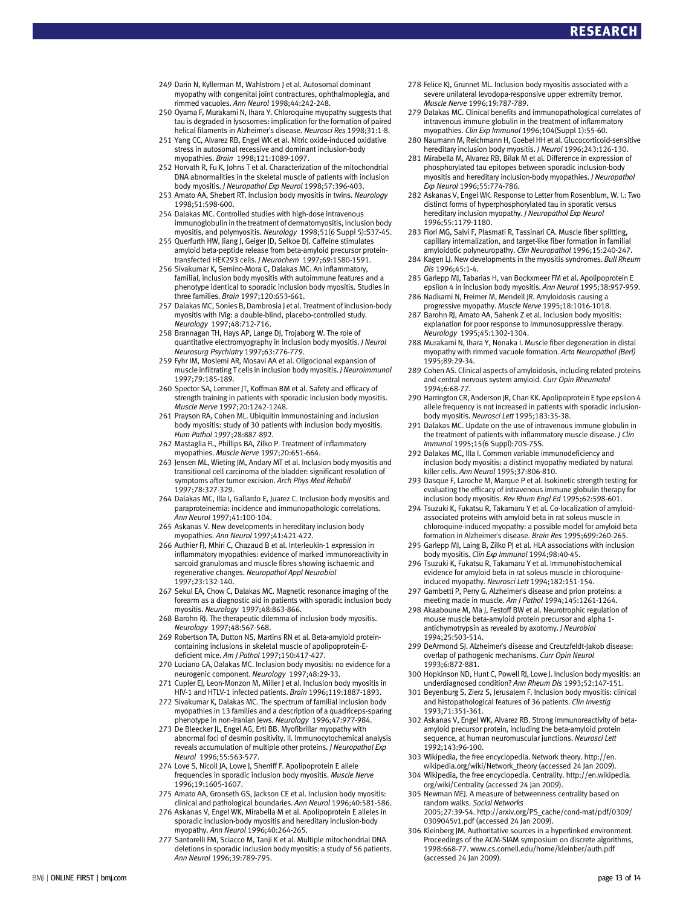249 Darin N, Kyllerman M, Wahlstrom J et al. Autosomal dominant myopathy with congenital joint contractures, ophthalmoplegia, and rimmed vacuoles. *Ann Neurol* 1998;44:242-248.

250 Oyama F, Murakami N, Ihara Y. Chloroquine myopathy suggests that tau is degraded in lysosomes: implication for the formation of paired helical filaments in Alzheimer's disease. *Neurosci Res* 1998;31:1-8.

251 Yang CC, Alvarez RB, Engel WK et al. Nitric oxide-induced oxidative stress in autosomal recessive and dominant inclusion-body myopathies. *Brain* 1998;121:1089-1097.

252 Horvath R, Fu K, Johns T et al. Characterization of the mitochondrial DNA abnormalities in the skeletal muscle of patients with inclusion body myositis. *J Neuropathol Exp Neurol* 1998;57:396-403.

253 Amato AA, Shebert RT. Inclusion body myositis in twins. *Neurology* 1998;51:598-600.

254 Dalakas MC. Controlled studies with high-dose intravenous immunoglobulin in the treatment of dermatomyositis, inclusion body myositis, and polymyositis. *Neurology* 1998;51(6 Suppl 5):S37-45.

255 Querfurth HW, Jiang J, Geiger JD, Selkoe DJ. Caffeine stimulates amyloid beta-peptide release from beta-amyloid precursor protein-transfected HEK293 cells. *J Neurochem* 1997;69:1580-1591.

256 Sivakumar K, Semino-Mora C, Dalakas MC. An inflammatory, familial, inclusion body myositis with autoimmune features and a phenotype identical to sporadic inclusion body myositis. Studies in three families. *Brain* 1997;120:653-661.

257 Dalakas MC, Sonies B, Dambrosia J et al. Treatment of inclusion-body myositis with IVIg: a double-blind, placebo-controlled study. *Neurology* 1997;48:712-716.

258 Brannagan TH, Hays AP, Lange DJ, Trojaborg W. The role of quantitative electromyography in inclusion body myositis. *J Neurol Neurosurg Psychiatry* 1997;63:776-779.

259 Fyhr IM, Moslemi AR, Mosavi AA et al. Oligoclonal expansion of muscle infiltrating T cells in inclusion body myositis. *J Neuroimmunol* 1997;79:185-189.

260 Spector SA, Lemmer JT, Koffman BM et al. Safety and efficacy of strength training in patients with sporadic inclusion body myositis. *Muscle Nerve* 1997;20:1242-1248.

261 Prayson RA, Cohen ML. Ubiquitin immunostaining and inclusion body myositis: study of 30 patients with inclusion body myositis. *Hum Pathol* 1997;28:887-892.

262 Mastaglia FL, Phillips BA, Zilko P. Treatment of inflammatory myopathies. *Muscle Nerve* 1997;20:651-664.

263 Jensen ML, Wieting JM, Andary MT et al. Inclusion body myositis and transitional cell carcinoma of the bladder: significant resolution of symptoms after tumor excision. *Arch Phys Med Rehabil* 1997;78:327-329.

264 Dalakas MC, Illa I, Gallardo E, Juarez C. Inclusion body myositis and paraproteinemia: incidence and immunopathologic correlations. *Ann Neurol* 1997;41:100-104.

265 Askanas V. New developments in hereditary inclusion body myopathies. *Ann Neurol* 1997;41:421-422.

266 Authier FJ, Mhiri C, Chazaud B et al. Interleukin-1 expression in inflammatory myopathies: evidence of marked immunoreactivity in sarcoid granulomas and muscle fibres showing ischaemic and regenerative changes. *Neuropathol Appl Neurobiol* 1997;23:132-140.

267 Sekul EA, Chow C, Dalakas MC. Magnetic resonance imaging of the forearm as a diagnostic aid in patients with sporadic inclusion body myositis. *Neurology* 1997;48:863-866.

268 Barohn RJ. The therapeutic dilemma of inclusion body myositis. *Neurology* 1997;48:567-568.

269 Robertson TA, Dutton NS, Martins RN et al. Beta-amyloid protein-containing inclusions in skeletal muscle of apolipoprotein-E-deficient mice. *Am J Pathol* 1997;150:417-427.

270 Luciano CA, Dalakas MC. Inclusion body myositis: no evidence for a neurogenic component. *Neurology* 1997;48:29-33.

271 Cupler EJ, Leon-Monzon M, Miller J et al. Inclusion body myositis in HIV-1 and HTLV-1 infected patients. *Brain* 1996;119:1887-1893.

272 Sivakumar K, Dalakas MC. The spectrum of familial inclusion body myopathies in 13 families and a description of a quadriceps-sparing phenotype in non-Iranian Jews. *Neurology* 1996;47:977-984.

273 De Bleecker JL, Engel AG, Ertl BB. Myofibrillar myopathy with abnormal foci of desmin positivity. II. Immunocytochemical analysis reveals accumulation of multiple other proteins. *J Neuropathol Exp Neurol* 1996;55:563-577.

274 Love S, Nicoll JA, Lowe J, Sherriff F. Apolipoprotein E allele frequencies in sporadic inclusion body myositis. *Muscle Nerve* 1996;19:1605-1607.

275 Amato AA, Gronseth GS, Jackson CE et al. Inclusion body myositis: clinical and pathological boundaries. *Ann Neurol* 1996;40:581-586.

276 Askanas V, Engel WK, Mirabella M et al. Apolipoprotein E alleles in sporadic inclusion-body myositis and hereditary inclusion-body myopathy. *Ann Neurol* 1996;40:264-265.

277 Santorelli FM, Sciacco M, Tanji K et al. Multiple mitochondrial DNA deletions in sporadic inclusion body myositis: a study of 56 patients. *Ann Neurol* 1996;39:789-795.

278 Felice KJ, Grunnet ML. Inclusion body myositis associated with a severe unilateral levodopa-responsive upper extremity tremor. *Muscle Nerve* 1996;19:787-789.

279 Dalakas MC. Clinical benefits and immunopathological correlates of intravenous immune globulin in the treatment of inflammatory myopathies. *Clin Exp Immunol* 1996;104(Suppl 1):55-60.

280 Naumann M, Reichmann H, Goebel HH et al. Glucocorticoid-sensitive hereditary inclusion body myositis. *J Neurol* 1996;243:126-130.

281 Mirabella M, Alvarez RB, Bilak M et al. Difference in expression of phosphorylated tau epitopes between sporadic inclusion-body myositis and hereditary inclusion-body myopathies. *J Neuropathol Exp Neurol* 1996;55:774-786.

282 Askanas V, Engel WK. Response to Letter from Rosenblum, W. I.: Two distinct forms of hyperphosphorylated tau in sporatic versus hereditary inclusion myopathy. *J Neuropathol Exp Neurol* 1996;55:1179-1180.

283 Fiori MG, Salvi F, Plasmati R, Tassinari CA. Muscle fiber splitting, capillary internalization, and target-like fiber formation in familial amyloidotic polyneuropathy. *Clin Neuropathol* 1996;15:240-247.

284 Kagen LJ. New developments in the myositis syndromes. *Bull Rheum Dis* 1996;45:1-4.

285 Garlepp MJ, Tabarias H, van Bockxmeer FM et al. Apolipoprotein E epsilon 4 in inclusion body myositis. *Ann Neurol* 1995;38:957-959.

286 Nadkarni N, Freimer M, Mendell JR. Amyloidosis causing a progressive myopathy. *Muscle Nerve* 1995;18:1016-1018.

287 Barohn RJ, Amato AA, Sahenk Z et al. Inclusion body myositis: explanation for poor response to immunosuppressive therapy. *Neurology* 1995;45:1302-1304.

288 Murakami N, Ihara Y, Nonaka I. Muscle fiber degeneration in distal myopathy with rimmed vacuole formation. *Acta Neuropathol (Berl)* 1995;89:29-34.

289 Cohen AS. Clinical aspects of amyloidosis, including related proteins and central nervous system amyloid. *Curr Opin Rheumatol* 1994;6:68-77.

290 Harrington CR, Anderson JR, Chan KK. Apolipoprotein E type epsilon 4 allele frequency is not increased in patients with sporadic inclusion-body myositis. *Neurosci Lett* 1995;183:35-38.

291 Dalakas MC. Update on the use of intravenous immune globulin in the treatment of patients with inflammatory muscle disease. *J Clin Immunol* 1995;15(6 Suppl):70S-75S.

292 Dalakas MC, Illa I. Common variable immunodeficiency and inclusion body myositis: a distinct myopathy mediated by natural killer cells. *Ann Neurol* 1995;37:806-810.

293 Dasque F, Laroche M, Marque P et al. Isokinetic strength testing for evaluating the efficacy of intravenous immune globulin therapy for inclusion body myositis. *Rev Rhum Engl Ed* 1995;62:598-601.

294 Tsuzuki K, Fukatsu R, Takamaru Y et al. Co-localization of amyloid-associated proteins with amyloid beta in rat soleus muscle in chloroquine-induced myopathy: a possible model for amyloid beta formation in Alzheimer's disease. *Brain Res* 1995;699:260-265.

295 Garlepp MJ, Laing B, Zilko PJ et al. HLA associations with inclusion body myositis. *Clin Exp Immunol* 1994;98:40-45.

296 Tsuzuki K, Fukatsu R, Takamaru Y et al. Immunohistochemical evidence for amyloid beta in rat soleus muscle in chloroquine-induced myopathy. *Neurosci Lett* 1994;182:151-154.

297 Gambetti P, Perry G. Alzheimer's disease and prion proteins: a meeting made in muscle. *Am J Pathol* 1994;145:1261-1264.

298 Akaaboune M, Ma J, Festoff BW et al. Neurotrophic regulation of mouse muscle beta-amyloid protein precursor and alpha 1-antichymotrypsin as revealed by axotomy. *J Neurobiol* 1994;25:503-514.

299 DeArmond SJ. Alzheimer's disease and Creutzfeldt-Jakob disease: overlap of pathogenic mechanisms. *Curr Opin Neurol* 1993;6:872-881.

300 Hopkinson ND, Hunt C, Powell RJ, Lowe J. Inclusion body myositis: an underdiagnosed condition? *Ann Rheum Dis* 1993;52:147-151.

301 Beyenburg S, Zierz S, Jerusalem F. Inclusion body myositis: clinical and histopathological features of 36 patients. *Clin Investig* 1993;71:351-361.

302 Askanas V, Engel WK, Alvarez RB. Strong immunoreactivity of beta-amyloid precursor protein, including the beta-amyloid protein sequence, at human neuromuscular junctions. *Neurosci Lett* 1992;143:96-100.

303 Wikipedia, the free encyclopedia. Network theory. http://en.wikipedia.org/wiki/Network_theory (accessed 24 Jan 2009).

304 Wikipedia, the free encyclopedia. Centrality. http://en.wikipedia.org/wiki/Centrality (accessed 24 Jan 2009).

305 Newman MEJ. A measure of betweenness centrality based on random walks. *Social Networks* 2005;27:39-54. http://arxiv.org/PS_cache/cond-mat/pdf/0309/0309045v1.pdf (accessed 24 Jan 2009).

306 Kleinberg JM. Authoritative sources in a hyperlinked environment. Proceedings of the ACM-SIAM symposium on discrete algorithms, 1998:668-77. www.cs.cornell.edu/home/kleinber/auth.pdf (accessed 24 Jan 2009).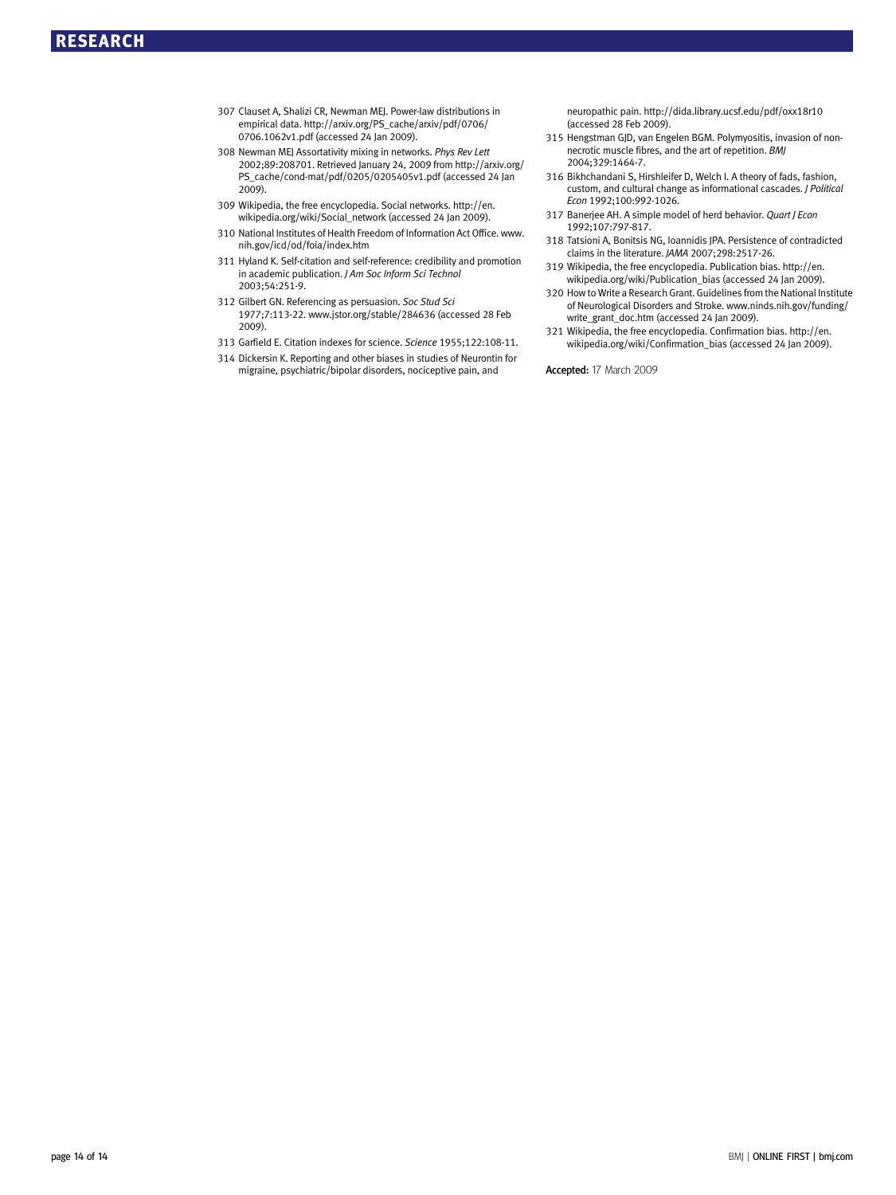307 Clauset A, Shalizi CR, Newman MEJ. Power-law distributions in empirical data. http://arxiv.org/PS_cache/arxiv/pdf/0706/0706.1062v1.pdf (accessed 24 Jan 2009).

308 Newman MEJ Assortativity mixing in networks. *Phys Rev Lett* 2002;89:208701. Retrieved January 24, 2009 from http://arxiv.org/PS_cache/cond-mat/pdf/0205/0205405v1.pdf (accessed 24 Jan 2009).

309 Wikipedia, the free encyclopedia. Social networks. http://en.wikipedia.org/wiki/Social_network (accessed 24 Jan 2009).

310 National Institutes of Health Freedom of Information Act Office. www.nih.gov/icd/od/foia/index.htm

311 Hyland K. Self-citation and self-reference: credibility and promotion in academic publication. *J Am Soc Inform Sci Technol* 2003;54:251-9.

312 Gilbert GN. Referencing as persuasion. *Soc Stud Sci* 1977;7:113-22. www.jstor.org/stable/284636 (accessed 28 Feb 2009).

313 Garfield E. Citation indexes for science. *Science* 1955;122:108-11.

314 Dickersin K. Reporting and other biases in studies of Neurontin for migraine, psychiatric/bipolar disorders, nociceptive pain, and neuropathic pain. http://dida.library.ucsf.edu/pdf/oxx18r10 (accessed 28 Feb 2009).

315 Hengstman GJD, van Engelen BGM. Polymyositis, invasion of non-necrotic muscle fibres, and the art of repetition. *BMJ* 2004;329:1464-7.

316 Bikhchandani S, Hirshleifer D, Welch I. A theory of fads, fashion, custom, and cultural change as informational cascades. *J Political Econ* 1992;100:992-1026.

317 Banerjee AH. A simple model of herd behavior. *Quart J Econ* 1992;107:797-817.

318 Tatsioni A, Bonitsis NG, Ioannidis JPA. Persistence of contradicted claims in the literature. *JAMA* 2007;298:2517-26.

319 Wikipedia, the free encyclopedia. Publication bias. http://en.wikipedia.org/wiki/Publication_bias (accessed 24 Jan 2009).

320 How to Write a Research Grant. Guidelines from the National Institute of Neurological Disorders and Stroke. www.ninds.nih.gov/funding/write_grant_doc.htm (accessed 24 Jan 2009).

321 Wikipedia, the free encyclopedia. Confirmation bias. http://en.wikipedia.org/wiki/Confirmation_bias (accessed 24 Jan 2009).

**Accepted:** 17 March 2009